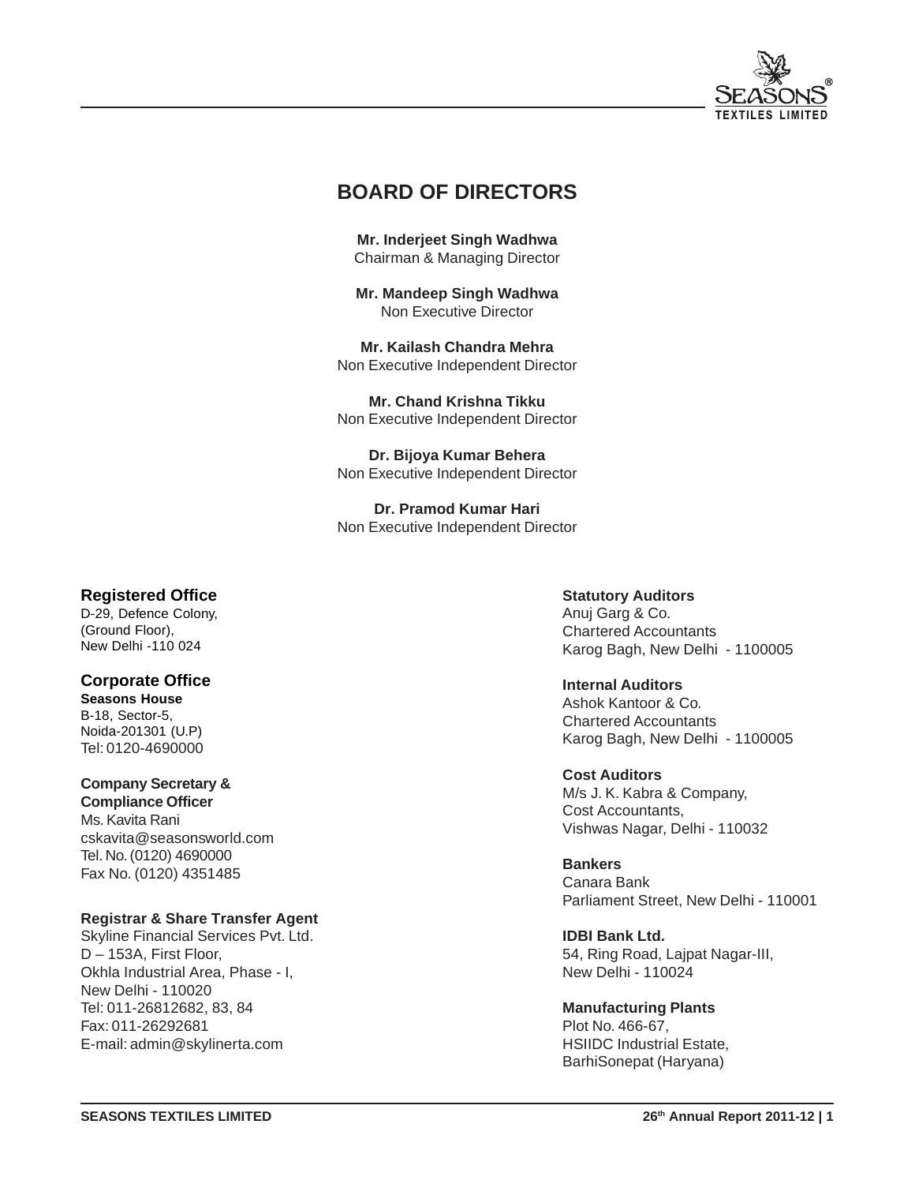# BOARD OF DIRECTORS

**Mr. Inderjeet Singh Wadhwa**
Chairman & Managing Director

**Mr. Mandeep Singh Wadhwa**
Non Executive Director

**Mr. Kailash Chandra Mehra**
Non Executive Independent Director

**Mr. Chand Krishna Tikku**
Non Executive Independent Director

**Dr. Bijoya Kumar Behera**
Non Executive Independent Director

**Dr. Pramod Kumar Hari**
Non Executive Independent Director

## Registered Office

D-29, Defence Colony,
(Ground Floor),
New Delhi -110 024

## Corporate Office

**Seasons House**
B-18, Sector-5,
Noida-201301 (U.P)
Tel: 0120-4690000

**Company Secretary & Compliance Officer**
Ms. Kavita Rani
cskavita@seasonsworld.com
Tel. No. (0120) 4690000
Fax No. (0120) 4351485

**Registrar & Share Transfer Agent**
Skyline Financial Services Pvt. Ltd.
D – 153A, First Floor,
Okhla Industrial Area, Phase - I,
New Delhi - 110020
Tel: 011-26812682, 83, 84
Fax: 011-26292681
E-mail: admin@skylinerta.com

**Statutory Auditors**
Anuj Garg & Co.
Chartered Accountants
Karog Bagh, New Delhi - 1100005

**Internal Auditors**
Ashok Kantoor & Co.
Chartered Accountants
Karog Bagh, New Delhi - 1100005

**Cost Auditors**
M/s J. K. Kabra & Company,
Cost Accountants,
Vishwas Nagar, Delhi - 110032

**Bankers**
Canara Bank
Parliament Street, New Delhi - 110001

**IDBI Bank Ltd.**
54, Ring Road, Lajpat Nagar-III,
New Delhi - 110024

**Manufacturing Plants**
Plot No. 466-67,
HSIIDC Industrial Estate,
BarhiSonepat (Haryana)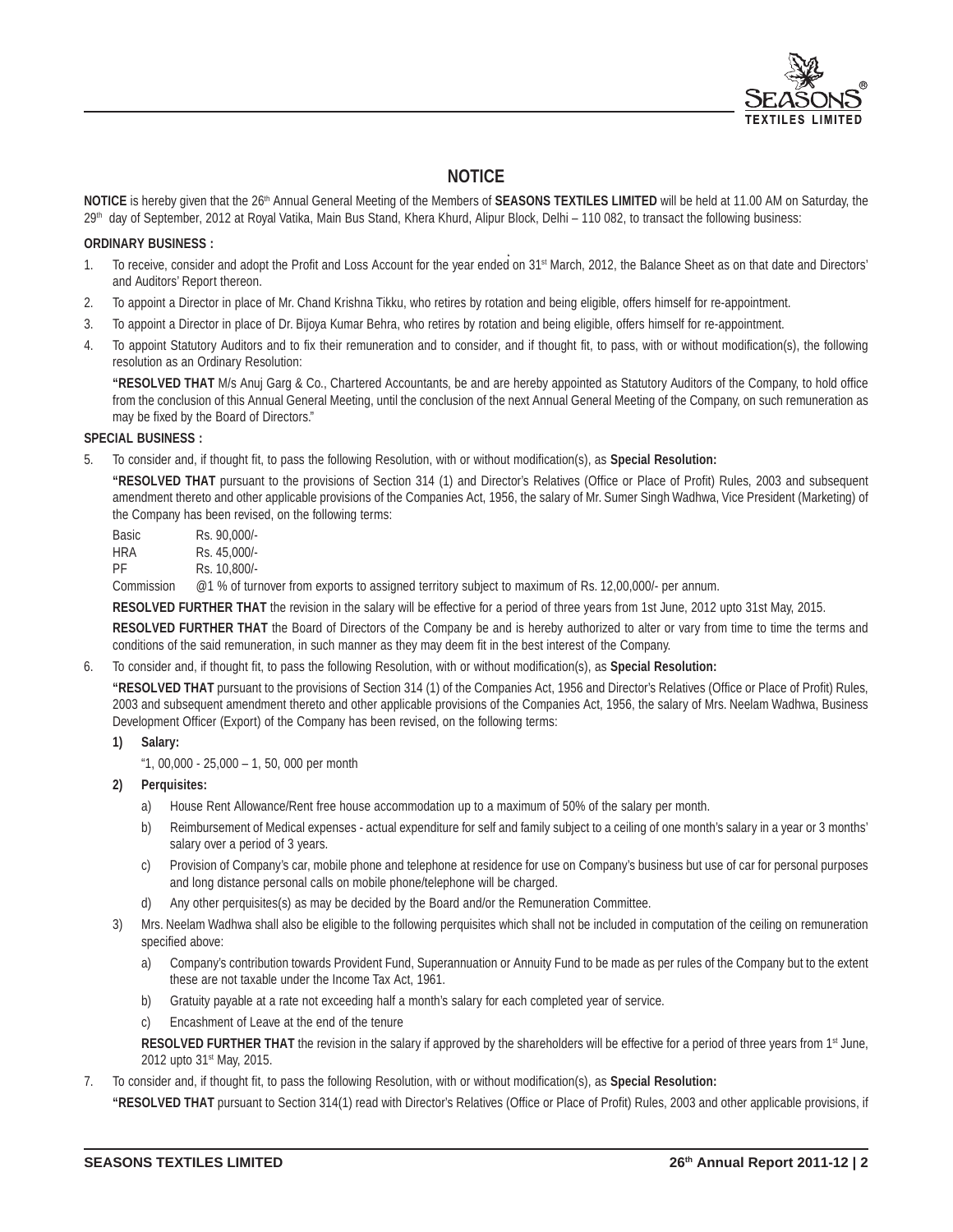# NOTICE

**NOTICE** is hereby given that the 26th Annual General Meeting of the Members of **SEASONS TEXTILES LIMITED** will be held at 11.00 AM on Saturday, the 29th day of September, 2012 at Royal Vatika, Main Bus Stand, Khera Khurd, Alipur Block, Delhi – 110 082, to transact the following business:

**ORDINARY BUSINESS :**

1. To receive, consider and adopt the Profit and Loss Account for the year ended on 31st March, 2012, the Balance Sheet as on that date and Directors' and Auditors' Report thereon.
2. To appoint a Director in place of Mr. Chand Krishna Tikku, who retires by rotation and being eligible, offers himself for re-appointment.
3. To appoint a Director in place of Dr. Bijoya Kumar Behra, who retires by rotation and being eligible, offers himself for re-appointment.
4. To appoint Statutory Auditors and to fix their remuneration and to consider, and if thought fit, to pass, with or without modification(s), the following resolution as an Ordinary Resolution:

   **"RESOLVED THAT** M/s Anuj Garg & Co., Chartered Accountants, be and are hereby appointed as Statutory Auditors of the Company, to hold office from the conclusion of this Annual General Meeting, until the conclusion of the next Annual General Meeting of the Company, on such remuneration as may be fixed by the Board of Directors."

**SPECIAL BUSINESS :**

5. To consider and, if thought fit, to pass the following Resolution, with or without modification(s), as **Special Resolution:**

   **"RESOLVED THAT** pursuant to the provisions of Section 314 (1) and Director's Relatives (Office or Place of Profit) Rules, 2003 and subsequent amendment thereto and other applicable provisions of the Companies Act, 1956, the salary of Mr. Sumer Singh Wadhwa, Vice President (Marketing) of the Company has been revised, on the following terms:

   | | |
   |---|---|
   | Basic | Rs. 90,000/- |
   | HRA | Rs. 45,000/- |
   | PF | Rs. 10,800/- |
   | Commission | @1 % of turnover from exports to assigned territory subject to maximum of Rs. 12,00,000/- per annum. |

   **RESOLVED FURTHER THAT** the revision in the salary will be effective for a period of three years from 1st June, 2012 upto 31st May, 2015.

   **RESOLVED FURTHER THAT** the Board of Directors of the Company be and is hereby authorized to alter or vary from time to time the terms and conditions of the said remuneration, in such manner as they may deem fit in the best interest of the Company.

6. To consider and, if thought fit, to pass the following Resolution, with or without modification(s), as **Special Resolution:**

   **"RESOLVED THAT** pursuant to the provisions of Section 314 (1) of the Companies Act, 1956 and Director's Relatives (Office or Place of Profit) Rules, 2003 and subsequent amendment thereto and other applicable provisions of the Companies Act, 1956, the salary of Mrs. Neelam Wadhwa, Business Development Officer (Export) of the Company has been revised, on the following terms:

   **1) Salary:**

   "1, 00,000 - 25,000 – 1, 50, 000 per month

   **2) Perquisites:**

   a) House Rent Allowance/Rent free house accommodation up to a maximum of 50% of the salary per month.

   b) Reimbursement of Medical expenses - actual expenditure for self and family subject to a ceiling of one month's salary in a year or 3 months' salary over a period of 3 years.

   c) Provision of Company's car, mobile phone and telephone at residence for use on Company's business but use of car for personal purposes and long distance personal calls on mobile phone/telephone will be charged.

   d) Any other perquisites(s) as may be decided by the Board and/or the Remuneration Committee.

   3) Mrs. Neelam Wadhwa shall also be eligible to the following perquisites which shall not be included in computation of the ceiling on remuneration specified above:

   a) Company's contribution towards Provident Fund, Superannuation or Annuity Fund to be made as per rules of the Company but to the extent these are not taxable under the Income Tax Act, 1961.

   b) Gratuity payable at a rate not exceeding half a month's salary for each completed year of service.

   c) Encashment of Leave at the end of the tenure

   **RESOLVED FURTHER THAT** the revision in the salary if approved by the shareholders will be effective for a period of three years from 1st June, 2012 upto 31st May, 2015.

7. To consider and, if thought fit, to pass the following Resolution, with or without modification(s), as **Special Resolution:**

   **"RESOLVED THAT** pursuant to Section 314(1) read with Director's Relatives (Office or Place of Profit) Rules, 2003 and other applicable provisions, if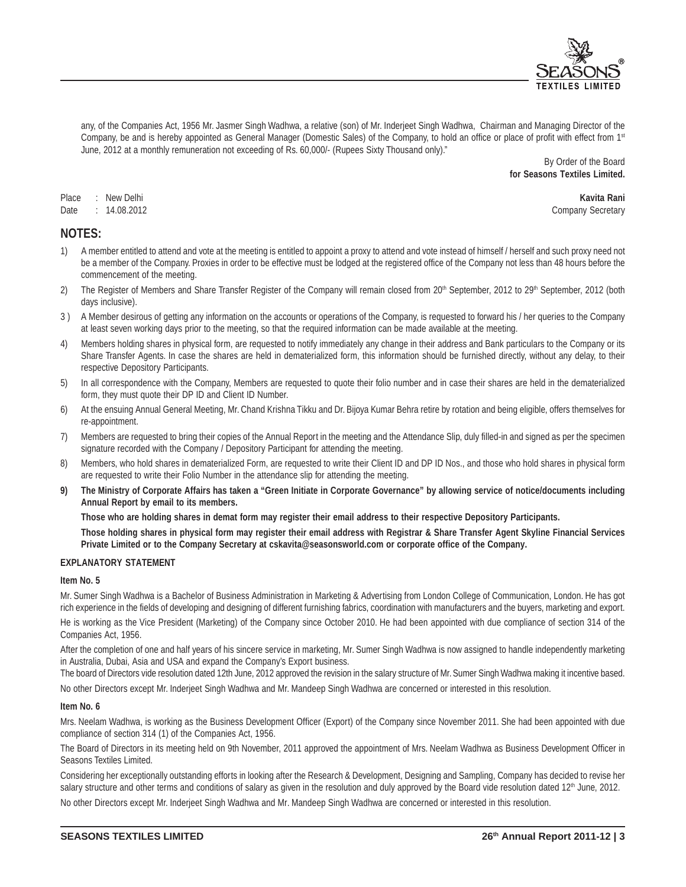any, of the Companies Act, 1956 Mr. Jasmer Singh Wadhwa, a relative (son) of Mr. Inderjeet Singh Wadhwa, Chairman and Managing Director of the Company, be and is hereby appointed as General Manager (Domestic Sales) of the Company, to hold an office or place of profit with effect from 1st June, 2012 at a monthly remuneration not exceeding of Rs. 60,000/- (Rupees Sixty Thousand only)."

By Order of the Board
**for Seasons Textiles Limited.**

Place : New Delhi
Date : 14.08.2012

**Kavita Rani**
Company Secretary

## NOTES:

1) A member entitled to attend and vote at the meeting is entitled to appoint a proxy to attend and vote instead of himself / herself and such proxy need not be a member of the Company. Proxies in order to be effective must be lodged at the registered office of the Company not less than 48 hours before the commencement of the meeting.
2) The Register of Members and Share Transfer Register of the Company will remain closed from 20th September, 2012 to 29th September, 2012 (both days inclusive).
3) A Member desirous of getting any information on the accounts or operations of the Company, is requested to forward his / her queries to the Company at least seven working days prior to the meeting, so that the required information can be made available at the meeting.
4) Members holding shares in physical form, are requested to notify immediately any change in their address and Bank particulars to the Company or its Share Transfer Agents. In case the shares are held in dematerialized form, this information should be furnished directly, without any delay, to their respective Depository Participants.
5) In all correspondence with the Company, Members are requested to quote their folio number and in case their shares are held in the dematerialized form, they must quote their DP ID and Client ID Number.
6) At the ensuing Annual General Meeting, Mr. Chand Krishna Tikku and Dr. Bijoya Kumar Behra retire by rotation and being eligible, offers themselves for re-appointment.
7) Members are requested to bring their copies of the Annual Report in the meeting and the Attendance Slip, duly filled-in and signed as per the specimen signature recorded with the Company / Depository Participant for attending the meeting.
8) Members, who hold shares in dematerialized Form, are requested to write their Client ID and DP ID Nos., and those who hold shares in physical form are requested to write their Folio Number in the attendance slip for attending the meeting.
9) **The Ministry of Corporate Affairs has taken a "Green Initiate in Corporate Governance" by allowing service of notice/documents including Annual Report by email to its members.**

   **Those who are holding shares in demat form may register their email address to their respective Depository Participants.**

   **Those holding shares in physical form may register their email address with Registrar & Share Transfer Agent Skyline Financial Services Private Limited or to the Company Secretary at cskavita@seasonsworld.com or corporate office of the Company.**

### EXPLANATORY STATEMENT

**Item No. 5**

Mr. Sumer Singh Wadhwa is a Bachelor of Business Administration in Marketing & Advertising from London College of Communication, London. He has got rich experience in the fields of developing and designing of different furnishing fabrics, coordination with manufacturers and the buyers, marketing and export.

He is working as the Vice President (Marketing) of the Company since October 2010. He had been appointed with due compliance of section 314 of the Companies Act, 1956.

After the completion of one and half years of his sincere service in marketing, Mr. Sumer Singh Wadhwa is now assigned to handle independently marketing in Australia, Dubai, Asia and USA and expand the Company's Export business.

The board of Directors vide resolution dated 12th June, 2012 approved the revision in the salary structure of Mr. Sumer Singh Wadhwa making it incentive based.

No other Directors except Mr. Inderjeet Singh Wadhwa and Mr. Mandeep Singh Wadhwa are concerned or interested in this resolution.

**Item No. 6**

Mrs. Neelam Wadhwa, is working as the Business Development Officer (Export) of the Company since November 2011. She had been appointed with due compliance of section 314 (1) of the Companies Act, 1956.

The Board of Directors in its meeting held on 9th November, 2011 approved the appointment of Mrs. Neelam Wadhwa as Business Development Officer in Seasons Textiles Limited.

Considering her exceptionally outstanding efforts in looking after the Research & Development, Designing and Sampling, Company has decided to revise her salary structure and other terms and conditions of salary as given in the resolution and duly approved by the Board vide resolution dated 12th June, 2012.

No other Directors except Mr. Inderjeet Singh Wadhwa and Mr. Mandeep Singh Wadhwa are concerned or interested in this resolution.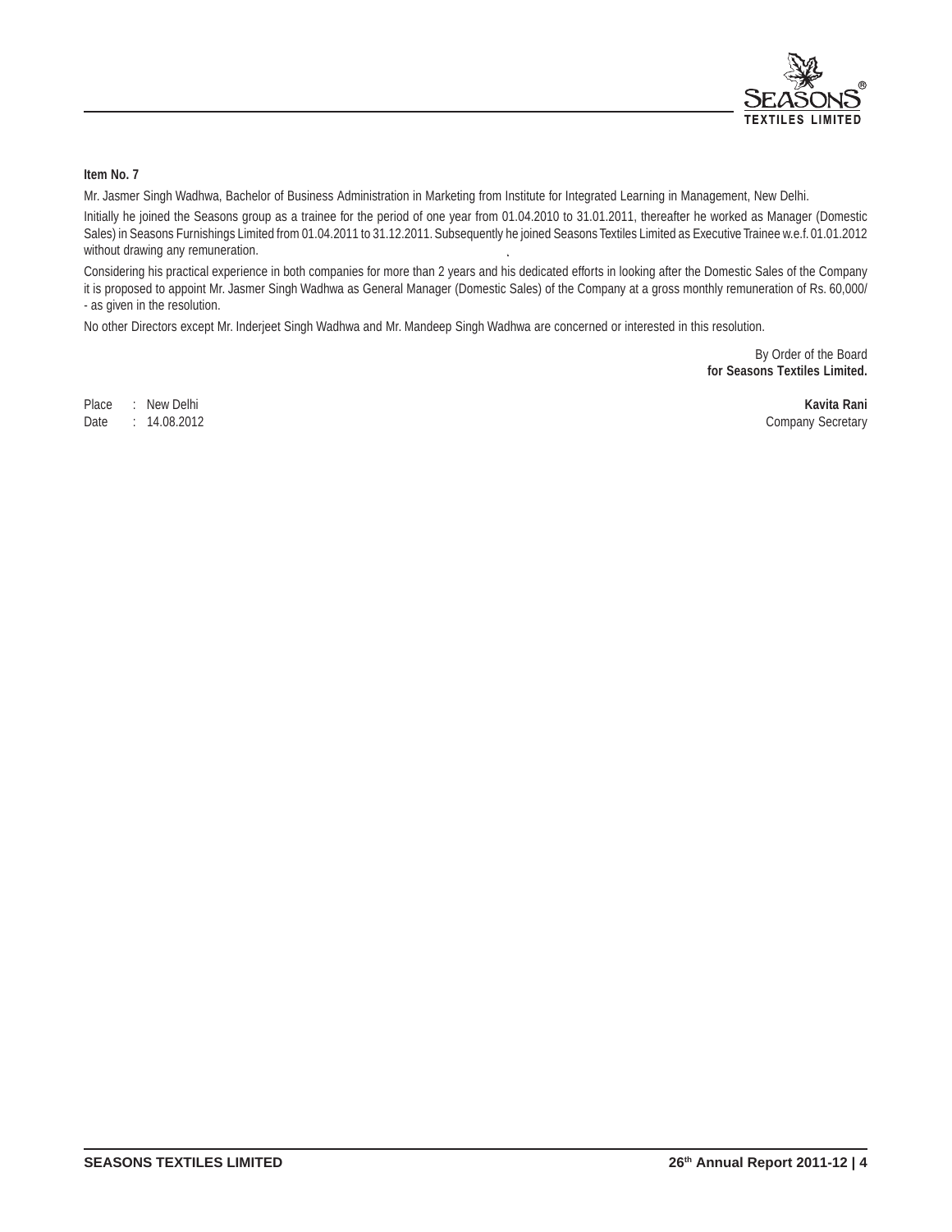**Item No. 7**

Mr. Jasmer Singh Wadhwa, Bachelor of Business Administration in Marketing from Institute for Integrated Learning in Management, New Delhi.

Initially he joined the Seasons group as a trainee for the period of one year from 01.04.2010 to 31.01.2011, thereafter he worked as Manager (Domestic Sales) in Seasons Furnishings Limited from 01.04.2011 to 31.12.2011. Subsequently he joined Seasons Textiles Limited as Executive Trainee w.e.f. 01.01.2012 without drawing any remuneration.

Considering his practical experience in both companies for more than 2 years and his dedicated efforts in looking after the Domestic Sales of the Company it is proposed to appoint Mr. Jasmer Singh Wadhwa as General Manager (Domestic Sales) of the Company at a gross monthly remuneration of Rs. 60,000/- as given in the resolution.

No other Directors except Mr. Inderjeet Singh Wadhwa and Mr. Mandeep Singh Wadhwa are concerned or interested in this resolution.

By Order of the Board
**for Seasons Textiles Limited.**

Place : New Delhi
Date : 14.08.2012

**Kavita Rani**
Company Secretary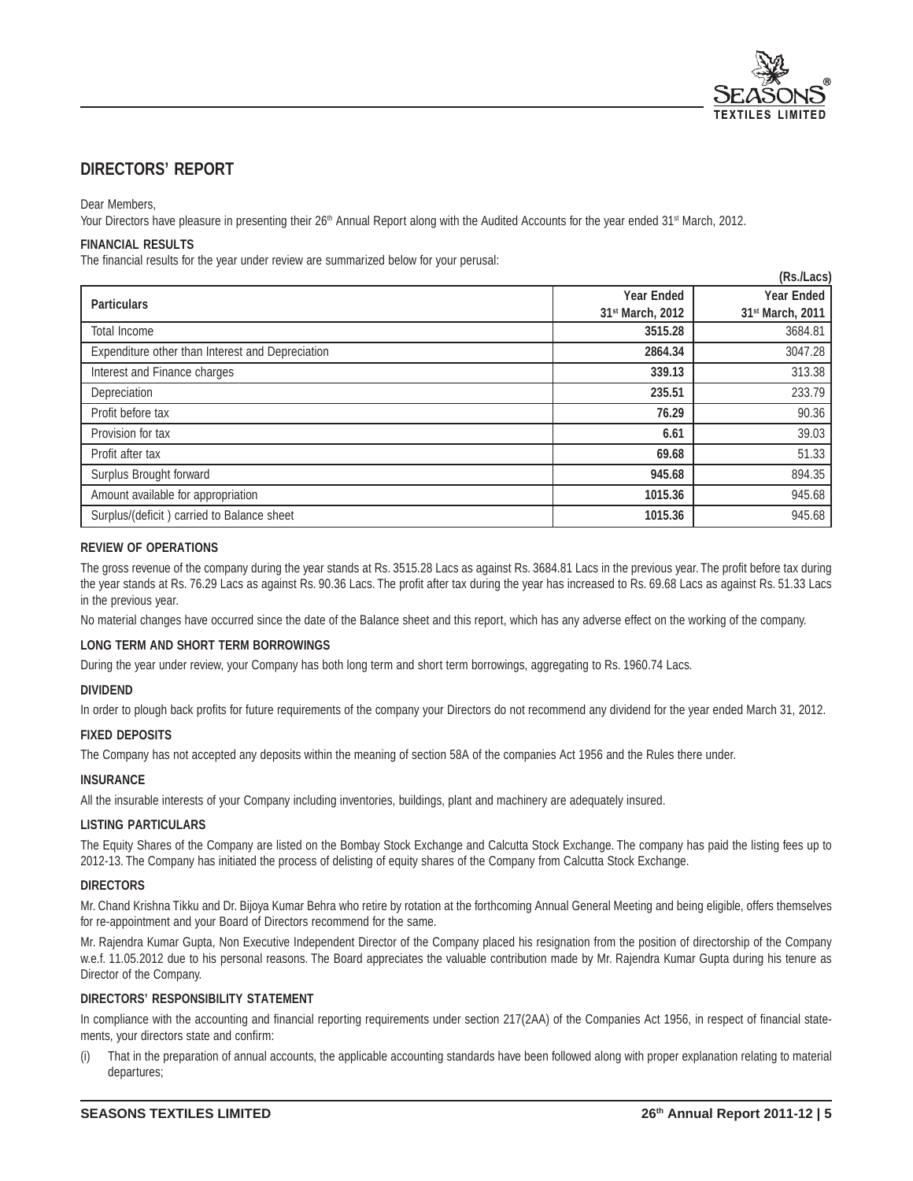# DIRECTORS' REPORT

Dear Members,

Your Directors have pleasure in presenting their 26th Annual Report along with the Audited Accounts for the year ended 31st March, 2012.

**FINANCIAL RESULTS**

The financial results for the year under review are summarized below for your perusal:

**(Rs./Lacs)**

| Particulars | Year Ended 31st March, 2012 | Year Ended 31st March, 2011 |
|---|---|---|
| Total Income | **3515.28** | 3684.81 |
| Expenditure other than Interest and Depreciation | **2864.34** | 3047.28 |
| Interest and Finance charges | **339.13** | 313.38 |
| Depreciation | **235.51** | 233.79 |
| Profit before tax | **76.29** | 90.36 |
| Provision for tax | **6.61** | 39.03 |
| Profit after tax | **69.68** | 51.33 |
| Surplus Brought forward | **945.68** | 894.35 |
| Amount available for appropriation | **1015.36** | 945.68 |
| Surplus/(deficit ) carried to Balance sheet | **1015.36** | 945.68 |

**REVIEW OF OPERATIONS**

The gross revenue of the company during the year stands at Rs. 3515.28 Lacs as against Rs. 3684.81 Lacs in the previous year. The profit before tax during the year stands at Rs. 76.29 Lacs as against Rs. 90.36 Lacs. The profit after tax during the year has increased to Rs. 69.68 Lacs as against Rs. 51.33 Lacs in the previous year.

No material changes have occurred since the date of the Balance sheet and this report, which has any adverse effect on the working of the company.

**LONG TERM AND SHORT TERM BORROWINGS**

During the year under review, your Company has both long term and short term borrowings, aggregating to Rs. 1960.74 Lacs.

**DIVIDEND**

In order to plough back profits for future requirements of the company your Directors do not recommend any dividend for the year ended March 31, 2012.

**FIXED DEPOSITS**

The Company has not accepted any deposits within the meaning of section 58A of the companies Act 1956 and the Rules there under.

**INSURANCE**

All the insurable interests of your Company including inventories, buildings, plant and machinery are adequately insured.

**LISTING PARTICULARS**

The Equity Shares of the Company are listed on the Bombay Stock Exchange and Calcutta Stock Exchange. The company has paid the listing fees up to 2012-13. The Company has initiated the process of delisting of equity shares of the Company from Calcutta Stock Exchange.

**DIRECTORS**

Mr. Chand Krishna Tikku and Dr. Bijoya Kumar Behra who retire by rotation at the forthcoming Annual General Meeting and being eligible, offers themselves for re-appointment and your Board of Directors recommend for the same.

Mr. Rajendra Kumar Gupta, Non Executive Independent Director of the Company placed his resignation from the position of directorship of the Company w.e.f. 11.05.2012 due to his personal reasons. The Board appreciates the valuable contribution made by Mr. Rajendra Kumar Gupta during his tenure as Director of the Company.

**DIRECTORS' RESPONSIBILITY STATEMENT**

In compliance with the accounting and financial reporting requirements under section 217(2AA) of the Companies Act 1956, in respect of financial statements, your directors state and confirm:

(i) That in the preparation of annual accounts, the applicable accounting standards have been followed along with proper explanation relating to material departures;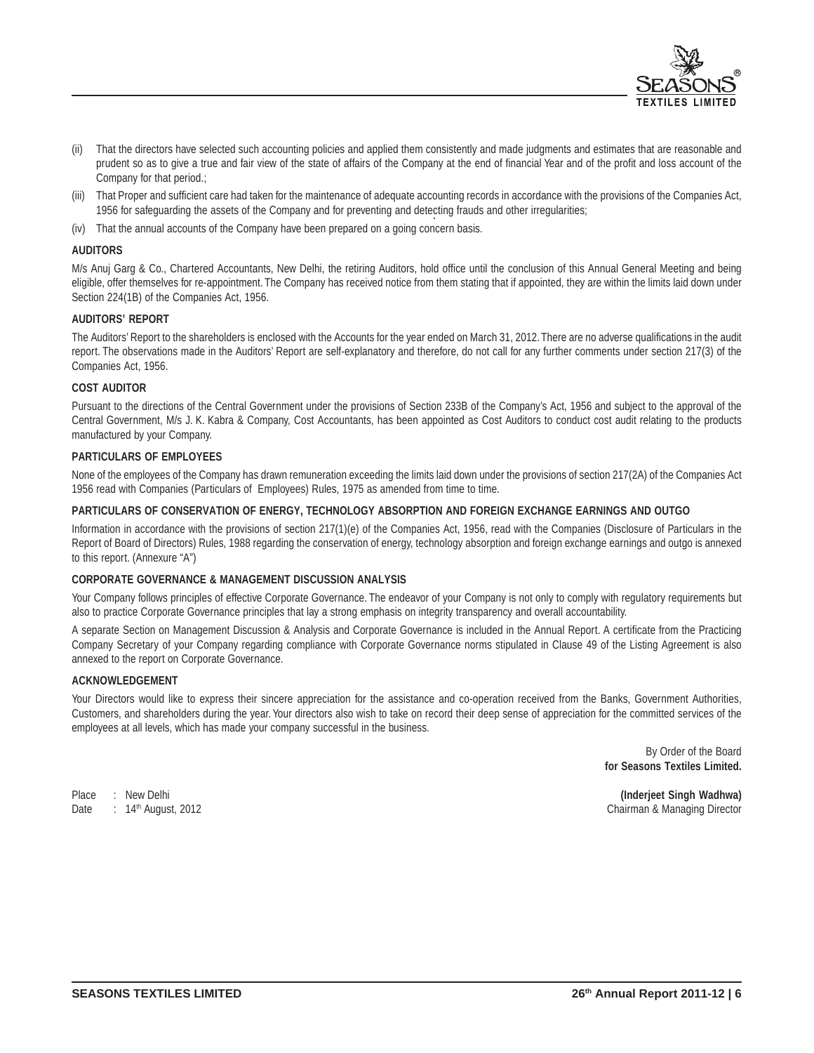(ii) That the directors have selected such accounting policies and applied them consistently and made judgments and estimates that are reasonable and prudent so as to give a true and fair view of the state of affairs of the Company at the end of financial Year and of the profit and loss account of the Company for that period.;

(iii) That Proper and sufficient care had taken for the maintenance of adequate accounting records in accordance with the provisions of the Companies Act, 1956 for safeguarding the assets of the Company and for preventing and detecting frauds and other irregularities;

(iv) That the annual accounts of the Company have been prepared on a going concern basis.

**AUDITORS**

M/s Anuj Garg & Co., Chartered Accountants, New Delhi, the retiring Auditors, hold office until the conclusion of this Annual General Meeting and being eligible, offer themselves for re-appointment. The Company has received notice from them stating that if appointed, they are within the limits laid down under Section 224(1B) of the Companies Act, 1956.

**AUDITORS' REPORT**

The Auditors' Report to the shareholders is enclosed with the Accounts for the year ended on March 31, 2012. There are no adverse qualifications in the audit report. The observations made in the Auditors' Report are self-explanatory and therefore, do not call for any further comments under section 217(3) of the Companies Act, 1956.

**COST AUDITOR**

Pursuant to the directions of the Central Government under the provisions of Section 233B of the Company's Act, 1956 and subject to the approval of the Central Government, M/s J. K. Kabra & Company, Cost Accountants, has been appointed as Cost Auditors to conduct cost audit relating to the products manufactured by your Company.

**PARTICULARS OF EMPLOYEES**

None of the employees of the Company has drawn remuneration exceeding the limits laid down under the provisions of section 217(2A) of the Companies Act 1956 read with Companies (Particulars of Employees) Rules, 1975 as amended from time to time.

**PARTICULARS OF CONSERVATION OF ENERGY, TECHNOLOGY ABSORPTION AND FOREIGN EXCHANGE EARNINGS AND OUTGO**

Information in accordance with the provisions of section 217(1)(e) of the Companies Act, 1956, read with the Companies (Disclosure of Particulars in the Report of Board of Directors) Rules, 1988 regarding the conservation of energy, technology absorption and foreign exchange earnings and outgo is annexed to this report. (Annexure "A")

**CORPORATE GOVERNANCE & MANAGEMENT DISCUSSION ANALYSIS**

Your Company follows principles of effective Corporate Governance. The endeavor of your Company is not only to comply with regulatory requirements but also to practice Corporate Governance principles that lay a strong emphasis on integrity transparency and overall accountability.

A separate Section on Management Discussion & Analysis and Corporate Governance is included in the Annual Report. A certificate from the Practicing Company Secretary of your Company regarding compliance with Corporate Governance norms stipulated in Clause 49 of the Listing Agreement is also annexed to the report on Corporate Governance.

**ACKNOWLEDGEMENT**

Your Directors would like to express their sincere appreciation for the assistance and co-operation received from the Banks, Government Authorities, Customers, and shareholders during the year. Your directors also wish to take on record their deep sense of appreciation for the committed services of the employees at all levels, which has made your company successful in the business.

By Order of the Board
**for Seasons Textiles Limited.**

Place : New Delhi
Date : 14th August, 2012

**(Inderjeet Singh Wadhwa)**
Chairman & Managing Director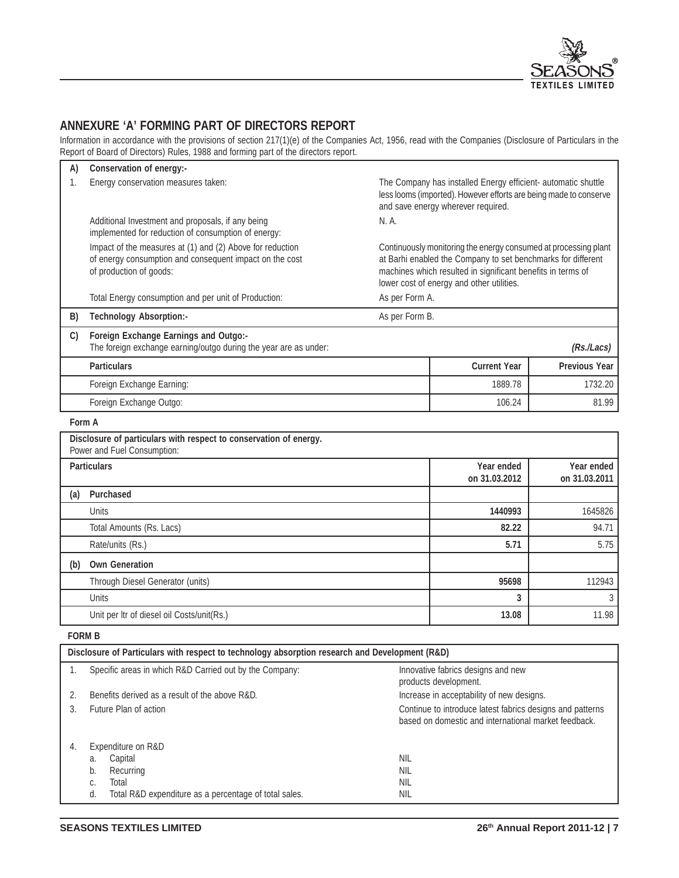## ANNEXURE 'A' FORMING PART OF DIRECTORS REPORT

Information in accordance with the provisions of section 217(1)(e) of the Companies Act, 1956, read with the Companies (Disclosure of Particulars in the Report of Board of Directors) Rules, 1988 and forming part of the directors report.

| | | |
|---|---|---|
| **A)** | **Conservation of energy:-** | |
| 1. | Energy conservation measures taken: | The Company has installed Energy efficient- automatic shuttle less looms (imported). However efforts are being made to conserve and save energy wherever required. |
| | Additional Investment and proposals, if any being implemented for reduction of consumption of energy: | N. A. |
| | Impact of the measures at (1) and (2) Above for reduction of energy consumption and consequent impact on the cost of production of goods: | Continuously monitoring the energy consumed at processing plant at Barhi enabled the Company to set benchmarks for different machines which resulted in significant benefits in terms of lower cost of energy and other utilities. |
| | Total Energy consumption and per unit of Production: | As per Form A. |
| **B)** | **Technology Absorption:-** | As per Form B. |

**C) Foreign Exchange Earnings and Outgo:-**

The foreign exchange earning/outgo during the year are as under: *(Rs./Lacs)*

| Particulars | Current Year | Previous Year |
|---|---|---|
| Foreign Exchange Earning: | 1889.78 | 1732.20 |
| Foreign Exchange Outgo: | 106.24 | 81.99 |

**Form A**

**Disclosure of particulars with respect to conservation of energy.**
Power and Fuel Consumption:

| | Particulars | Year ended on 31.03.2012 | Year ended on 31.03.2011 |
|---|---|---|---|
| **(a)** | **Purchased** | | |
| | Units | **1440993** | 1645826 |
| | Total Amounts (Rs. Lacs) | **82.22** | 94.71 |
| | Rate/units (Rs.) | **5.71** | 5.75 |
| **(b)** | **Own Generation** | | |
| | Through Diesel Generator (units) | **95698** | 112943 |
| | Units | **3** | 3 |
| | Unit per ltr of diesel oil Costs/unit(Rs.) | **13.08** | 11.98 |

**FORM B**

**Disclosure of Particulars with respect to technology absorption research and Development (R&D)**

| | | |
|---|---|---|
| 1. | Specific areas in which R&D Carried out by the Company: | Innovative fabrics designs and new products development. |
| 2. | Benefits derived as a result of the above R&D. | Increase in acceptability of new designs. |
| 3. | Future Plan of action | Continue to introduce latest fabrics designs and patterns based on domestic and international market feedback. |
| 4. | Expenditure on R&D | |
| | a. Capital | NIL |
| | b. Recurring | NIL |
| | c. Total | NIL |
| | d. Total R&D expenditure as a percentage of total sales. | NIL |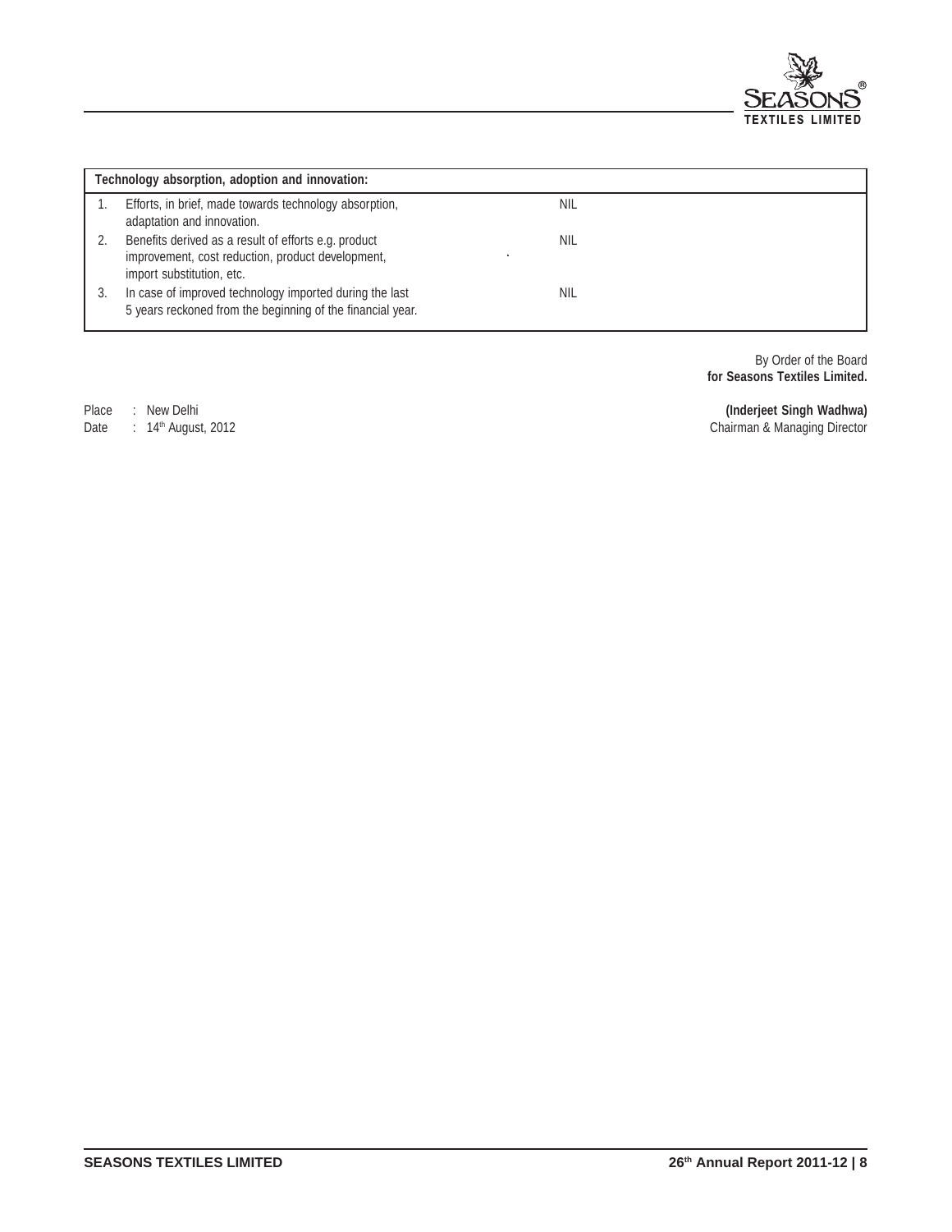| Technology absorption, adoption and innovation: | | |
|---|---|---|
| 1. | Efforts, in brief, made towards technology absorption, adaptation and innovation. | NIL |
| 2. | Benefits derived as a result of efforts e.g. product improvement, cost reduction, product development, import substitution, etc. | NIL |
| 3. | In case of improved technology imported during the last 5 years reckoned from the beginning of the financial year. | NIL |

By Order of the Board
**for Seasons Textiles Limited.**

Place : New Delhi
Date : 14th August, 2012

**(Inderjeet Singh Wadhwa)**
Chairman & Managing Director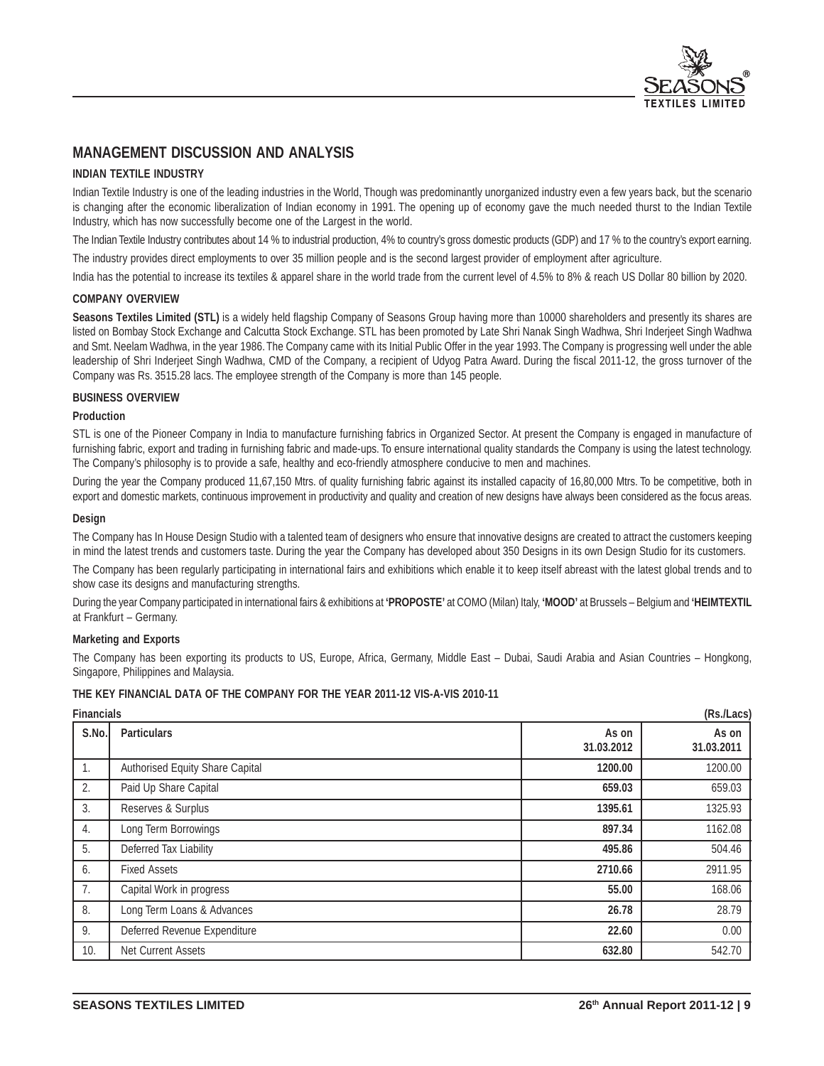# MANAGEMENT DISCUSSION AND ANALYSIS

## INDIAN TEXTILE INDUSTRY

Indian Textile Industry is one of the leading industries in the World, Though was predominantly unorganized industry even a few years back, but the scenario is changing after the economic liberalization of Indian economy in 1991. The opening up of economy gave the much needed thurst to the Indian Textile Industry, which has now successfully become one of the Largest in the world.

The Indian Textile Industry contributes about 14 % to industrial production, 4% to country's gross domestic products (GDP) and 17 % to the country's export earning.

The industry provides direct employments to over 35 million people and is the second largest provider of employment after agriculture.

India has the potential to increase its textiles & apparel share in the world trade from the current level of 4.5% to 8% & reach US Dollar 80 billion by 2020.

## COMPANY OVERVIEW

**Seasons Textiles Limited (STL)** is a widely held flagship Company of Seasons Group having more than 10000 shareholders and presently its shares are listed on Bombay Stock Exchange and Calcutta Stock Exchange. STL has been promoted by Late Shri Nanak Singh Wadhwa, Shri Inderjeet Singh Wadhwa and Smt. Neelam Wadhwa, in the year 1986. The Company came with its Initial Public Offer in the year 1993. The Company is progressing well under the able leadership of Shri Inderjeet Singh Wadhwa, CMD of the Company, a recipient of Udyog Patra Award. During the fiscal 2011-12, the gross turnover of the Company was Rs. 3515.28 lacs. The employee strength of the Company is more than 145 people.

## BUSINESS OVERVIEW

### Production

STL is one of the Pioneer Company in India to manufacture furnishing fabrics in Organized Sector. At present the Company is engaged in manufacture of furnishing fabric, export and trading in furnishing fabric and made-ups. To ensure international quality standards the Company is using the latest technology. The Company's philosophy is to provide a safe, healthy and eco-friendly atmosphere conducive to men and machines.

During the year the Company produced 11,67,150 Mtrs. of quality furnishing fabric against its installed capacity of 16,80,000 Mtrs. To be competitive, both in export and domestic markets, continuous improvement in productivity and quality and creation of new designs have always been considered as the focus areas.

### Design

The Company has In House Design Studio with a talented team of designers who ensure that innovative designs are created to attract the customers keeping in mind the latest trends and customers taste. During the year the Company has developed about 350 Designs in its own Design Studio for its customers.

The Company has been regularly participating in international fairs and exhibitions which enable it to keep itself abreast with the latest global trends and to show case its designs and manufacturing strengths.

During the year Company participated in international fairs & exhibitions at **'PROPOSTE'** at COMO (Milan) Italy, **'MOOD'** at Brussels – Belgium and **'HEIMTEXTIL** at Frankfurt – Germany.

### Marketing and Exports

The Company has been exporting its products to US, Europe, Africa, Germany, Middle East – Dubai, Saudi Arabia and Asian Countries – Hongkong, Singapore, Philippines and Malaysia.

## THE KEY FINANCIAL DATA OF THE COMPANY FOR THE YEAR 2011-12 VIS-A-VIS 2010-11

**Financials** **(Rs./Lacs)**

| S.No. | Particulars | As on 31.03.2012 | As on 31.03.2011 |
|---|---|---|---|
| 1. | Authorised Equity Share Capital | **1200.00** | 1200.00 |
| 2. | Paid Up Share Capital | **659.03** | 659.03 |
| 3. | Reserves & Surplus | **1395.61** | 1325.93 |
| 4. | Long Term Borrowings | **897.34** | 1162.08 |
| 5. | Deferred Tax Liability | **495.86** | 504.46 |
| 6. | Fixed Assets | **2710.66** | 2911.95 |
| 7. | Capital Work in progress | **55.00** | 168.06 |
| 8. | Long Term Loans & Advances | **26.78** | 28.79 |
| 9. | Deferred Revenue Expenditure | **22.60** | 0.00 |
| 10. | Net Current Assets | **632.80** | 542.70 |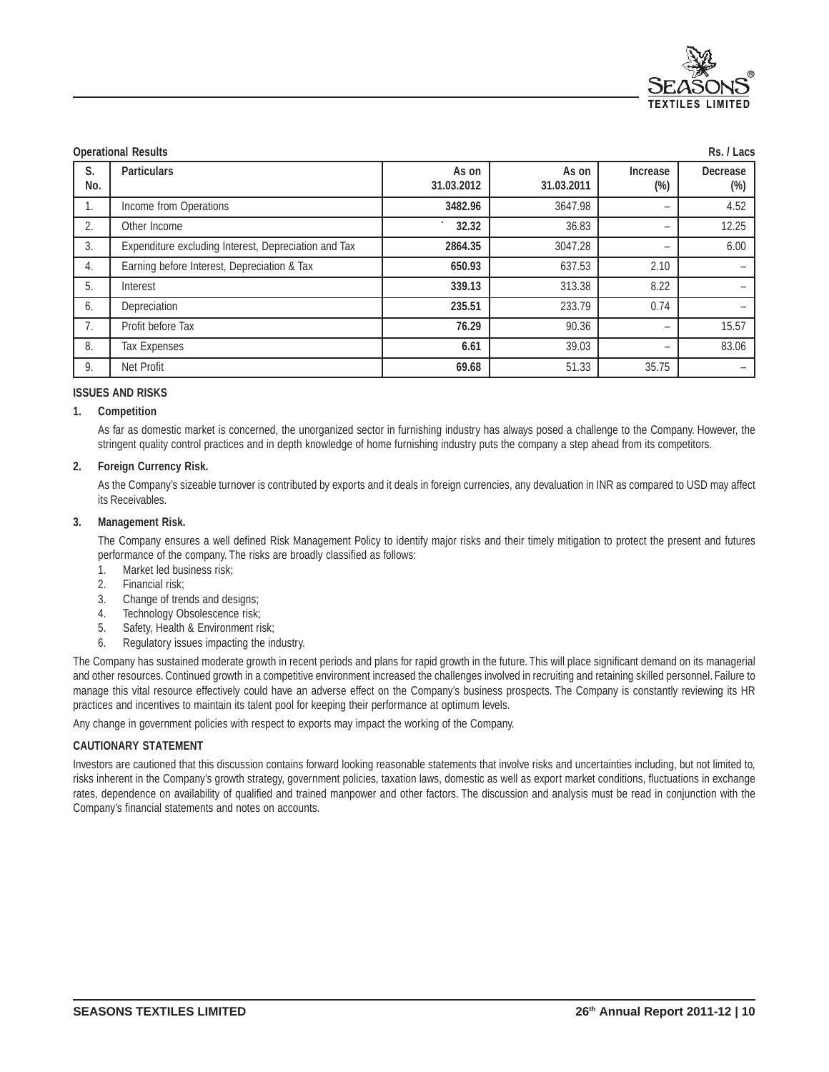**Operational Results** Rs. / Lacs

| S. No. | Particulars | As on 31.03.2012 | As on 31.03.2011 | Increase (%) | Decrease (%) |
|---|---|---|---|---|---|
| 1. | Income from Operations | **3482.96** | 3647.98 | – | 4.52 |
| 2. | Other Income | **32.32** | 36.83 | – | 12.25 |
| 3. | Expenditure excluding Interest, Depreciation and Tax | **2864.35** | 3047.28 | – | 6.00 |
| 4. | Earning before Interest, Depreciation & Tax | **650.93** | 637.53 | 2.10 | – |
| 5. | Interest | **339.13** | 313.38 | 8.22 | – |
| 6. | Depreciation | **235.51** | 233.79 | 0.74 | – |
| 7. | Profit before Tax | **76.29** | 90.36 | – | 15.57 |
| 8. | Tax Expenses | **6.61** | 39.03 | – | 83.06 |
| 9. | Net Profit | **69.68** | 51.33 | 35.75 | – |

## ISSUES AND RISKS

**1. Competition**

As far as domestic market is concerned, the unorganized sector in furnishing industry has always posed a challenge to the Company. However, the stringent quality control practices and in depth knowledge of home furnishing industry puts the company a step ahead from its competitors.

**2. Foreign Currency Risk.**

As the Company's sizeable turnover is contributed by exports and it deals in foreign currencies, any devaluation in INR as compared to USD may affect its Receivables.

**3. Management Risk.**

The Company ensures a well defined Risk Management Policy to identify major risks and their timely mitigation to protect the present and futures performance of the company. The risks are broadly classified as follows:

1. Market led business risk;
2. Financial risk;
3. Change of trends and designs;
4. Technology Obsolescence risk;
5. Safety, Health & Environment risk;
6. Regulatory issues impacting the industry.

The Company has sustained moderate growth in recent periods and plans for rapid growth in the future. This will place significant demand on its managerial and other resources. Continued growth in a competitive environment increased the challenges involved in recruiting and retaining skilled personnel. Failure to manage this vital resource effectively could have an adverse effect on the Company's business prospects. The Company is constantly reviewing its HR practices and incentives to maintain its talent pool for keeping their performance at optimum levels.

Any change in government policies with respect to exports may impact the working of the Company.

## CAUTIONARY STATEMENT

Investors are cautioned that this discussion contains forward looking reasonable statements that involve risks and uncertainties including, but not limited to, risks inherent in the Company's growth strategy, government policies, taxation laws, domestic as well as export market conditions, fluctuations in exchange rates, dependence on availability of qualified and trained manpower and other factors. The discussion and analysis must be read in conjunction with the Company's financial statements and notes on accounts.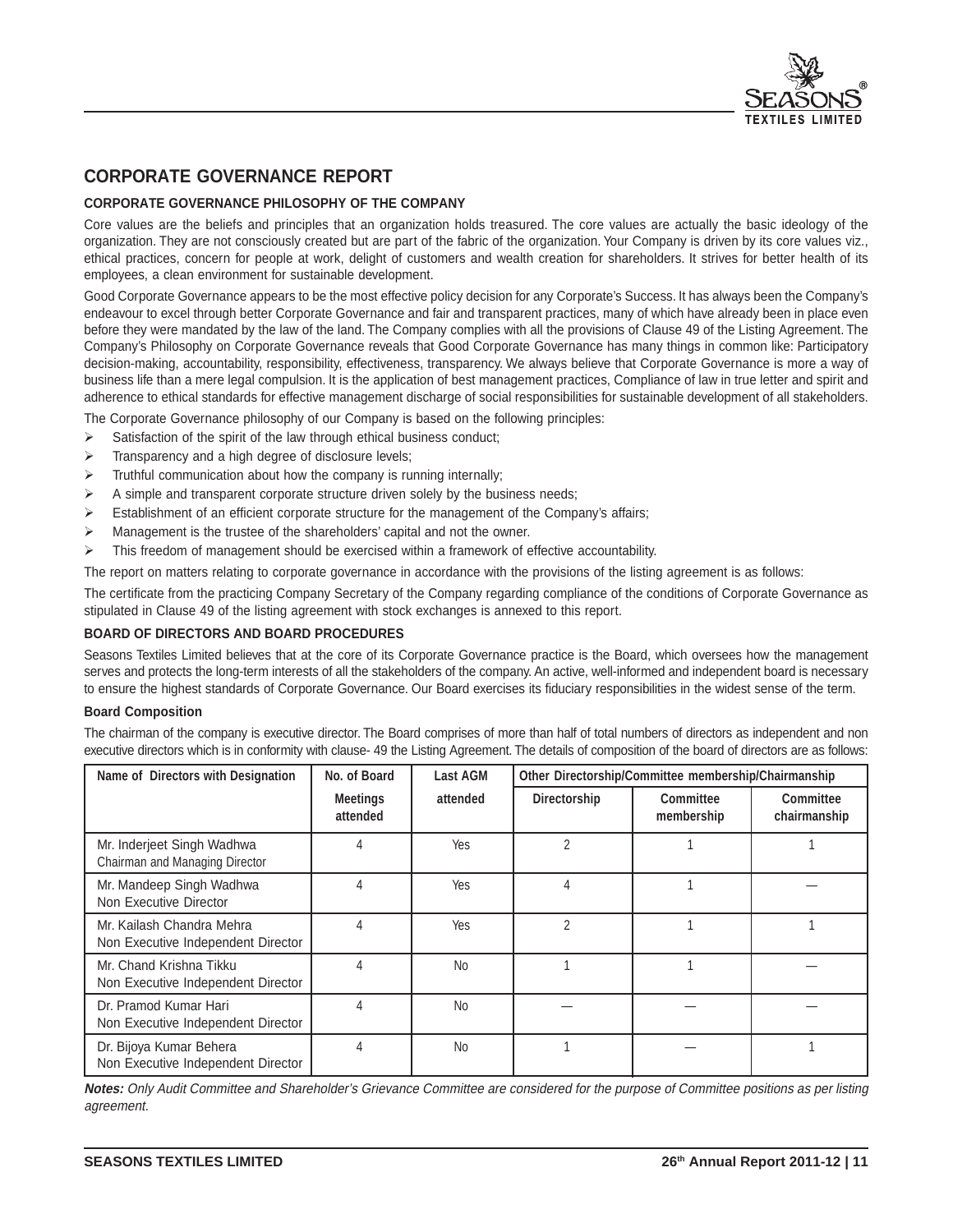# CORPORATE GOVERNANCE REPORT

### CORPORATE GOVERNANCE PHILOSOPHY OF THE COMPANY

Core values are the beliefs and principles that an organization holds treasured. The core values are actually the basic ideology of the organization. They are not consciously created but are part of the fabric of the organization. Your Company is driven by its core values viz., ethical practices, concern for people at work, delight of customers and wealth creation for shareholders. It strives for better health of its employees, a clean environment for sustainable development.

Good Corporate Governance appears to be the most effective policy decision for any Corporate's Success. It has always been the Company's endeavour to excel through better Corporate Governance and fair and transparent practices, many of which have already been in place even before they were mandated by the law of the land. The Company complies with all the provisions of Clause 49 of the Listing Agreement. The Company's Philosophy on Corporate Governance reveals that Good Corporate Governance has many things in common like: Participatory decision-making, accountability, responsibility, effectiveness, transparency. We always believe that Corporate Governance is more a way of business life than a mere legal compulsion. It is the application of best management practices, Compliance of law in true letter and spirit and adherence to ethical standards for effective management discharge of social responsibilities for sustainable development of all stakeholders.

The Corporate Governance philosophy of our Company is based on the following principles:

- Satisfaction of the spirit of the law through ethical business conduct;
- Transparency and a high degree of disclosure levels;
- Truthful communication about how the company is running internally;
- A simple and transparent corporate structure driven solely by the business needs;
- Establishment of an efficient corporate structure for the management of the Company's affairs;
- Management is the trustee of the shareholders' capital and not the owner.
- This freedom of management should be exercised within a framework of effective accountability.

The report on matters relating to corporate governance in accordance with the provisions of the listing agreement is as follows:

The certificate from the practicing Company Secretary of the Company regarding compliance of the conditions of Corporate Governance as stipulated in Clause 49 of the listing agreement with stock exchanges is annexed to this report.

### BOARD OF DIRECTORS AND BOARD PROCEDURES

Seasons Textiles Limited believes that at the core of its Corporate Governance practice is the Board, which oversees how the management serves and protects the long-term interests of all the stakeholders of the company. An active, well-informed and independent board is necessary to ensure the highest standards of Corporate Governance. Our Board exercises its fiduciary responsibilities in the widest sense of the term.

**Board Composition**

The chairman of the company is executive director. The Board comprises of more than half of total numbers of directors as independent and non executive directors which is in conformity with clause- 49 the Listing Agreement. The details of composition of the board of directors are as follows:

| Name of Directors with Designation | No. of Board Meetings attended | Last AGM attended | Other Directorship/Committee membership/Chairmanship | | |
|---|---|---|---|---|---|
| | | | Directorship | Committee membership | Committee chairmanship |
| Mr. Inderjeet Singh Wadhwa<br>Chairman and Managing Director | 4 | Yes | 2 | 1 | 1 |
| Mr. Mandeep Singh Wadhwa<br>Non Executive Director | 4 | Yes | 4 | 1 | — |
| Mr. Kailash Chandra Mehra<br>Non Executive Independent Director | 4 | Yes | 2 | 1 | 1 |
| Mr. Chand Krishna Tikku<br>Non Executive Independent Director | 4 | No | 1 | 1 | — |
| Dr. Pramod Kumar Hari<br>Non Executive Independent Director | 4 | No | — | — | — |
| Dr. Bijoya Kumar Behera<br>Non Executive Independent Director | 4 | No | 1 | — | 1 |

***Notes:*** *Only Audit Committee and Shareholder's Grievance Committee are considered for the purpose of Committee positions as per listing agreement.*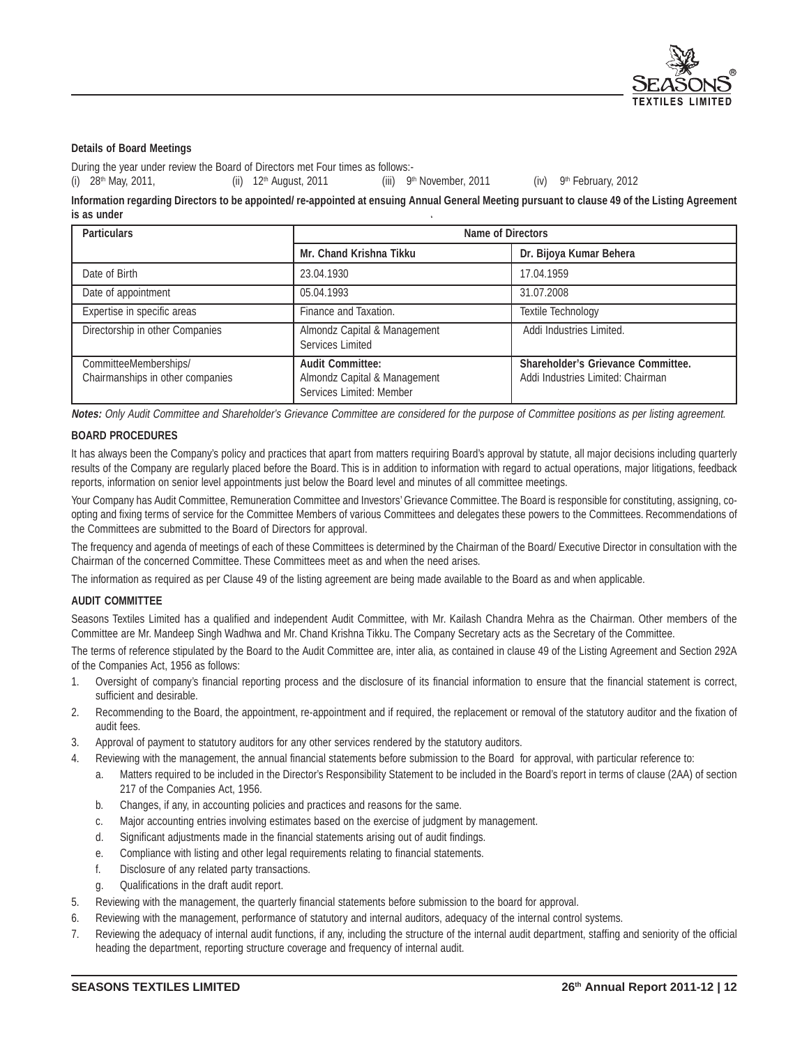**Details of Board Meetings**

During the year under review the Board of Directors met Four times as follows:-

(i) 28th May, 2011, (ii) 12th August, 2011 (iii) 9th November, 2011 (iv) 9th February, 2012

**Information regarding Directors to be appointed/ re-appointed at ensuing Annual General Meeting pursuant to clause 49 of the Listing Agreement is as under**

| Particulars | Name of Directors | |
|---|---|---|
| | **Mr. Chand Krishna Tikku** | **Dr. Bijoya Kumar Behera** |
| Date of Birth | 23.04.1930 | 17.04.1959 |
| Date of appointment | 05.04.1993 | 31.07.2008 |
| Expertise in specific areas | Finance and Taxation. | Textile Technology |
| Directorship in other Companies | Almondz Capital & Management Services Limited | Addi Industries Limited. |
| CommitteeMemberships/ Chairmanships in other companies | **Audit Committee:** Almondz Capital & Management Services Limited: Member | **Shareholder's Grievance Committee.** Addi Industries Limited: Chairman |

***Notes:*** *Only Audit Committee and Shareholder's Grievance Committee are considered for the purpose of Committee positions as per listing agreement.*

**BOARD PROCEDURES**

It has always been the Company's policy and practices that apart from matters requiring Board's approval by statute, all major decisions including quarterly results of the Company are regularly placed before the Board. This is in addition to information with regard to actual operations, major litigations, feedback reports, information on senior level appointments just below the Board level and minutes of all committee meetings.

Your Company has Audit Committee, Remuneration Committee and Investors' Grievance Committee. The Board is responsible for constituting, assigning, co-opting and fixing terms of service for the Committee Members of various Committees and delegates these powers to the Committees. Recommendations of the Committees are submitted to the Board of Directors for approval.

The frequency and agenda of meetings of each of these Committees is determined by the Chairman of the Board/ Executive Director in consultation with the Chairman of the concerned Committee. These Committees meet as and when the need arises.

The information as required as per Clause 49 of the listing agreement are being made available to the Board as and when applicable.

**AUDIT COMMITTEE**

Seasons Textiles Limited has a qualified and independent Audit Committee, with Mr. Kailash Chandra Mehra as the Chairman. Other members of the Committee are Mr. Mandeep Singh Wadhwa and Mr. Chand Krishna Tikku. The Company Secretary acts as the Secretary of the Committee.

The terms of reference stipulated by the Board to the Audit Committee are, inter alia, as contained in clause 49 of the Listing Agreement and Section 292A of the Companies Act, 1956 as follows:

1. Oversight of company's financial reporting process and the disclosure of its financial information to ensure that the financial statement is correct, sufficient and desirable.
2. Recommending to the Board, the appointment, re-appointment and if required, the replacement or removal of the statutory auditor and the fixation of audit fees.
3. Approval of payment to statutory auditors for any other services rendered by the statutory auditors.
4. Reviewing with the management, the annual financial statements before submission to the Board for approval, with particular reference to:
   a. Matters required to be included in the Director's Responsibility Statement to be included in the Board's report in terms of clause (2AA) of section 217 of the Companies Act, 1956.
   b. Changes, if any, in accounting policies and practices and reasons for the same.
   c. Major accounting entries involving estimates based on the exercise of judgment by management.
   d. Significant adjustments made in the financial statements arising out of audit findings.
   e. Compliance with listing and other legal requirements relating to financial statements.
   f. Disclosure of any related party transactions.
   g. Qualifications in the draft audit report.
5. Reviewing with the management, the quarterly financial statements before submission to the board for approval.
6. Reviewing with the management, performance of statutory and internal auditors, adequacy of the internal control systems.
7. Reviewing the adequacy of internal audit functions, if any, including the structure of the internal audit department, staffing and seniority of the official heading the department, reporting structure coverage and frequency of internal audit.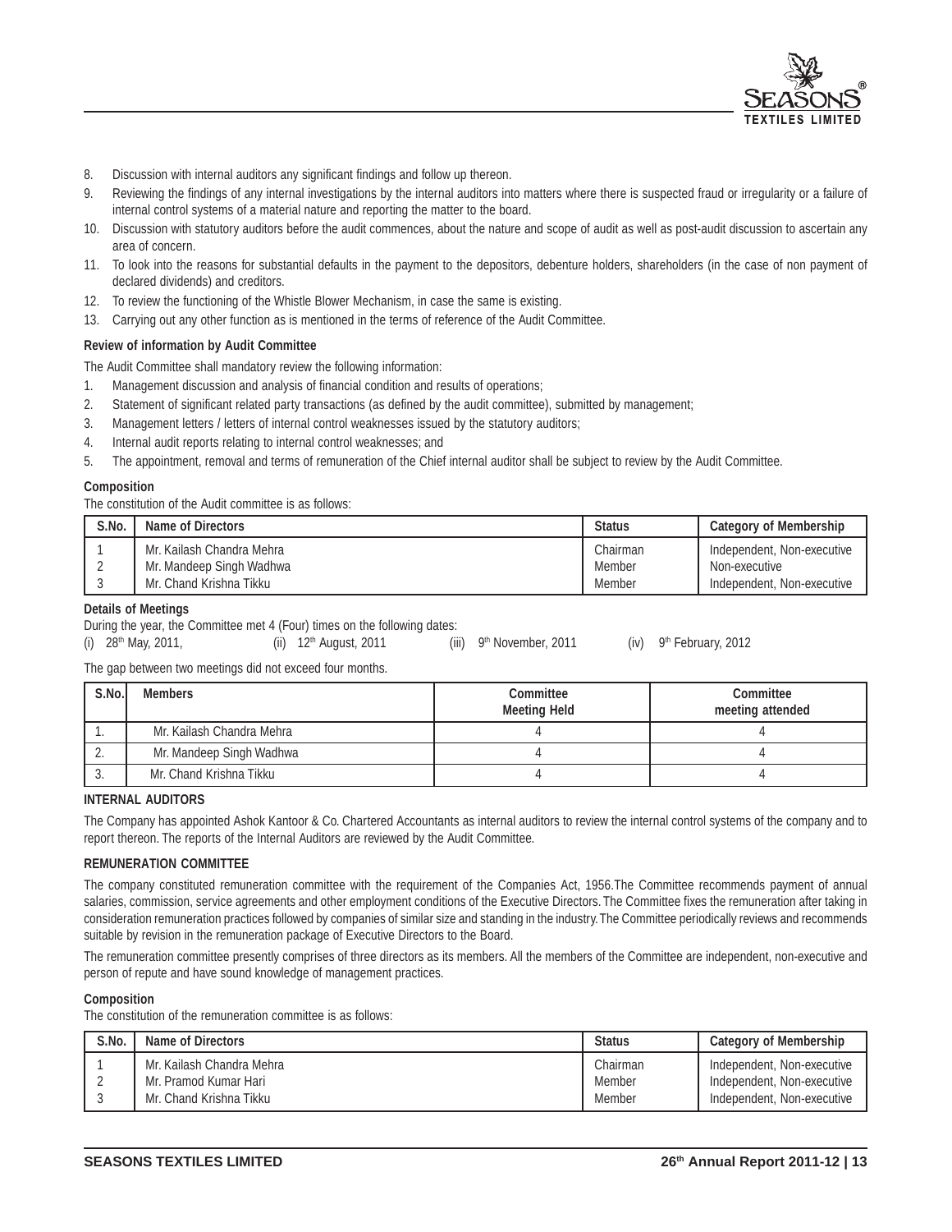8. Discussion with internal auditors any significant findings and follow up thereon.
9. Reviewing the findings of any internal investigations by the internal auditors into matters where there is suspected fraud or irregularity or a failure of internal control systems of a material nature and reporting the matter to the board.
10. Discussion with statutory auditors before the audit commences, about the nature and scope of audit as well as post-audit discussion to ascertain any area of concern.
11. To look into the reasons for substantial defaults in the payment to the depositors, debenture holders, shareholders (in the case of non payment of declared dividends) and creditors.
12. To review the functioning of the Whistle Blower Mechanism, in case the same is existing.
13. Carrying out any other function as is mentioned in the terms of reference of the Audit Committee.

**Review of information by Audit Committee**

The Audit Committee shall mandatory review the following information:

1. Management discussion and analysis of financial condition and results of operations;
2. Statement of significant related party transactions (as defined by the audit committee), submitted by management;
3. Management letters / letters of internal control weaknesses issued by the statutory auditors;
4. Internal audit reports relating to internal control weaknesses; and
5. The appointment, removal and terms of remuneration of the Chief internal auditor shall be subject to review by the Audit Committee.

**Composition**

The constitution of the Audit committee is as follows:

| S.No. | Name of Directors | Status | Category of Membership |
|---|---|---|---|
| 1 | Mr. Kailash Chandra Mehra | Chairman | Independent, Non-executive |
| 2 | Mr. Mandeep Singh Wadhwa | Member | Non-executive |
| 3 | Mr. Chand Krishna Tikku | Member | Independent, Non-executive |

**Details of Meetings**

During the year, the Committee met 4 (Four) times on the following dates:

(i) 28th May, 2011, (ii) 12th August, 2011 (iii) 9th November, 2011 (iv) 9th February, 2012

The gap between two meetings did not exceed four months.

| S.No. | Members | Committee Meeting Held | Committee meeting attended |
|---|---|---|---|
| 1. | Mr. Kailash Chandra Mehra | 4 | 4 |
| 2. | Mr. Mandeep Singh Wadhwa | 4 | 4 |
| 3. | Mr. Chand Krishna Tikku | 4 | 4 |

**INTERNAL AUDITORS**

The Company has appointed Ashok Kantoor & Co. Chartered Accountants as internal auditors to review the internal control systems of the company and to report thereon. The reports of the Internal Auditors are reviewed by the Audit Committee.

**REMUNERATION COMMITTEE**

The company constituted remuneration committee with the requirement of the Companies Act, 1956.The Committee recommends payment of annual salaries, commission, service agreements and other employment conditions of the Executive Directors. The Committee fixes the remuneration after taking in consideration remuneration practices followed by companies of similar size and standing in the industry. The Committee periodically reviews and recommends suitable by revision in the remuneration package of Executive Directors to the Board.

The remuneration committee presently comprises of three directors as its members. All the members of the Committee are independent, non-executive and person of repute and have sound knowledge of management practices.

**Composition**

The constitution of the remuneration committee is as follows:

| S.No. | Name of Directors | Status | Category of Membership |
|---|---|---|---|
| 1 | Mr. Kailash Chandra Mehra | Chairman | Independent, Non-executive |
| 2 | Mr. Pramod Kumar Hari | Member | Independent, Non-executive |
| 3 | Mr. Chand Krishna Tikku | Member | Independent, Non-executive |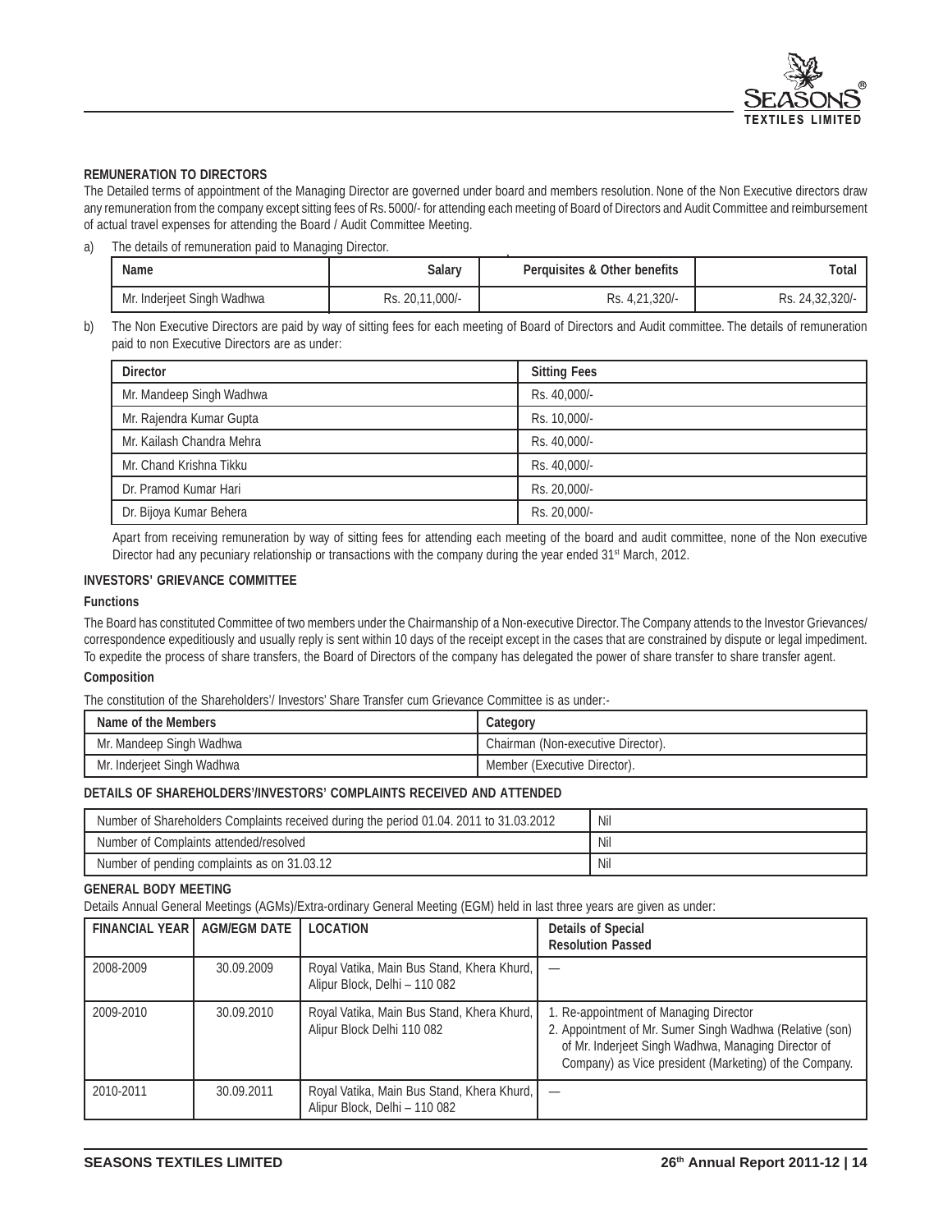## REMUNERATION TO DIRECTORS

The Detailed terms of appointment of the Managing Director are governed under board and members resolution. None of the Non Executive directors draw any remuneration from the company except sitting fees of Rs. 5000/- for attending each meeting of Board of Directors and Audit Committee and reimbursement of actual travel expenses for attending the Board / Audit Committee Meeting.

a) The details of remuneration paid to Managing Director.

| Name | Salary | Perquisites & Other benefits | Total |
|---|---|---|---|
| Mr. Inderjeet Singh Wadhwa | Rs. 20,11,000/- | Rs. 4,21,320/- | Rs. 24,32,320/- |

b) The Non Executive Directors are paid by way of sitting fees for each meeting of Board of Directors and Audit committee. The details of remuneration paid to non Executive Directors are as under:

| Director | Sitting Fees |
|---|---|
| Mr. Mandeep Singh Wadhwa | Rs. 40,000/- |
| Mr. Rajendra Kumar Gupta | Rs. 10,000/- |
| Mr. Kailash Chandra Mehra | Rs. 40,000/- |
| Mr. Chand Krishna Tikku | Rs. 40,000/- |
| Dr. Pramod Kumar Hari | Rs. 20,000/- |
| Dr. Bijoya Kumar Behera | Rs. 20,000/- |

Apart from receiving remuneration by way of sitting fees for attending each meeting of the board and audit committee, none of the Non executive Director had any pecuniary relationship or transactions with the company during the year ended 31st March, 2012.

## INVESTORS' GRIEVANCE COMMITTEE

### Functions

The Board has constituted Committee of two members under the Chairmanship of a Non-executive Director. The Company attends to the Investor Grievances/ correspondence expeditiously and usually reply is sent within 10 days of the receipt except in the cases that are constrained by dispute or legal impediment. To expedite the process of share transfers, the Board of Directors of the company has delegated the power of share transfer to share transfer agent.

### Composition

The constitution of the Shareholders'/ Investors' Share Transfer cum Grievance Committee is as under:-

| Name of the Members | Category |
|---|---|
| Mr. Mandeep Singh Wadhwa | Chairman (Non-executive Director). |
| Mr. Inderjeet Singh Wadhwa | Member (Executive Director). |

## DETAILS OF SHAREHOLDERS'/INVESTORS' COMPLAINTS RECEIVED AND ATTENDED

| | |
|---|---|
| Number of Shareholders Complaints received during the period 01.04. 2011 to 31.03.2012 | Nil |
| Number of Complaints attended/resolved | Nil |
| Number of pending complaints as on 31.03.12 | Nil |

## GENERAL BODY MEETING

Details Annual General Meetings (AGMs)/Extra-ordinary General Meeting (EGM) held in last three years are given as under:

| FINANCIAL YEAR | AGM/EGM DATE | LOCATION | Details of Special Resolution Passed |
|---|---|---|---|
| 2008-2009 | 30.09.2009 | Royal Vatika, Main Bus Stand, Khera Khurd, Alipur Block, Delhi – 110 082 | — |
| 2009-2010 | 30.09.2010 | Royal Vatika, Main Bus Stand, Khera Khurd, Alipur Block Delhi 110 082 | 1. Re-appointment of Managing Director<br>2. Appointment of Mr. Sumer Singh Wadhwa (Relative (son) of Mr. Inderjeet Singh Wadhwa, Managing Director of Company) as Vice president (Marketing) of the Company. |
| 2010-2011 | 30.09.2011 | Royal Vatika, Main Bus Stand, Khera Khurd, Alipur Block, Delhi – 110 082 | — |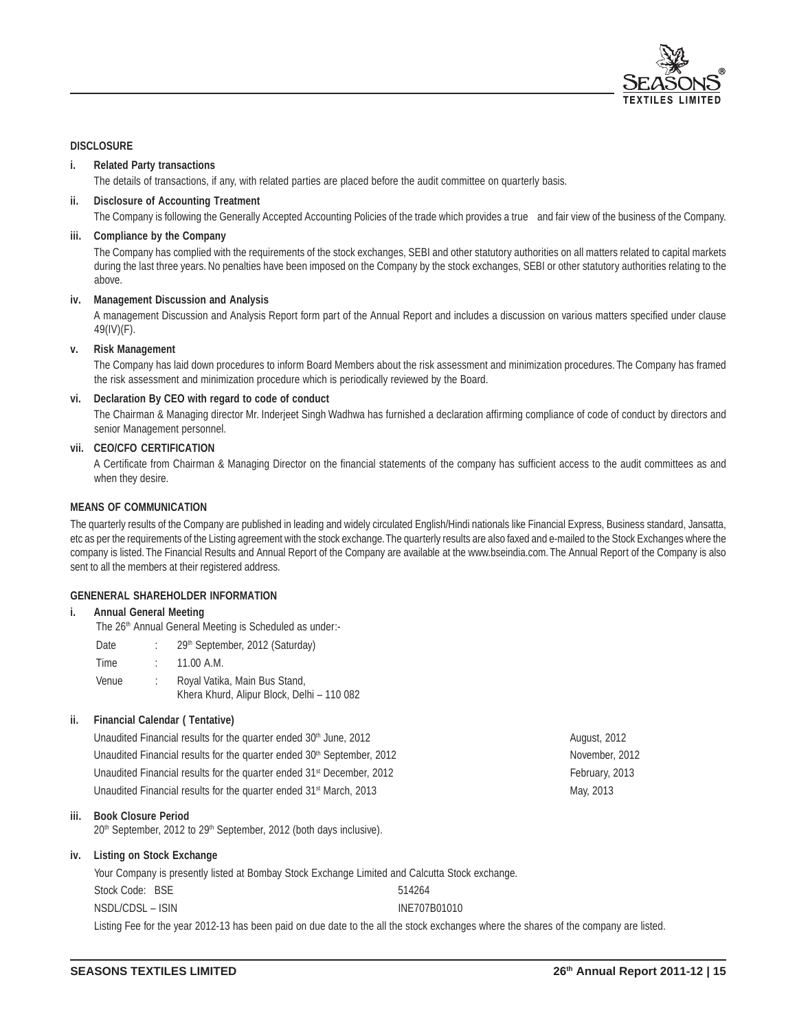## DISCLOSURE

**i. Related Party transactions**

The details of transactions, if any, with related parties are placed before the audit committee on quarterly basis.

**ii. Disclosure of Accounting Treatment**

The Company is following the Generally Accepted Accounting Policies of the trade which provides a true and fair view of the business of the Company.

**iii. Compliance by the Company**

The Company has complied with the requirements of the stock exchanges, SEBI and other statutory authorities on all matters related to capital markets during the last three years. No penalties have been imposed on the Company by the stock exchanges, SEBI or other statutory authorities relating to the above.

**iv. Management Discussion and Analysis**

A management Discussion and Analysis Report form part of the Annual Report and includes a discussion on various matters specified under clause 49(IV)(F).

**v. Risk Management**

The Company has laid down procedures to inform Board Members about the risk assessment and minimization procedures. The Company has framed the risk assessment and minimization procedure which is periodically reviewed by the Board.

**vi. Declaration By CEO with regard to code of conduct**

The Chairman & Managing director Mr. Inderjeet Singh Wadhwa has furnished a declaration affirming compliance of code of conduct by directors and senior Management personnel.

**vii. CEO/CFO CERTIFICATION**

A Certificate from Chairman & Managing Director on the financial statements of the company has sufficient access to the audit committees as and when they desire.

## MEANS OF COMMUNICATION

The quarterly results of the Company are published in leading and widely circulated English/Hindi nationals like Financial Express, Business standard, Jansatta, etc as per the requirements of the Listing agreement with the stock exchange. The quarterly results are also faxed and e-mailed to the Stock Exchanges where the company is listed. The Financial Results and Annual Report of the Company are available at the www.bseindia.com. The Annual Report of the Company is also sent to all the members at their registered address.

## GENENERAL SHAREHOLDER INFORMATION

**i. Annual General Meeting**

The 26th Annual General Meeting is Scheduled as under:-

| | | |
|---|---|---|
| Date | : | 29th September, 2012 (Saturday) |
| Time | : | 11.00 A.M. |
| Venue | : | Royal Vatika, Main Bus Stand, Khera Khurd, Alipur Block, Delhi – 110 082 |

**ii. Financial Calendar ( Tentative)**

| | |
|---|---|
| Unaudited Financial results for the quarter ended 30th June, 2012 | August, 2012 |
| Unaudited Financial results for the quarter ended 30th September, 2012 | November, 2012 |
| Unaudited Financial results for the quarter ended 31st December, 2012 | February, 2013 |
| Unaudited Financial results for the quarter ended 31st March, 2013 | May, 2013 |

**iii. Book Closure Period**

20th September, 2012 to 29th September, 2012 (both days inclusive).

**iv. Listing on Stock Exchange**

Your Company is presently listed at Bombay Stock Exchange Limited and Calcutta Stock exchange.

| | |
|---|---|
| Stock Code: BSE | 514264 |
| NSDL/CDSL – ISIN | INE707B01010 |

Listing Fee for the year 2012-13 has been paid on due date to the all the stock exchanges where the shares of the company are listed.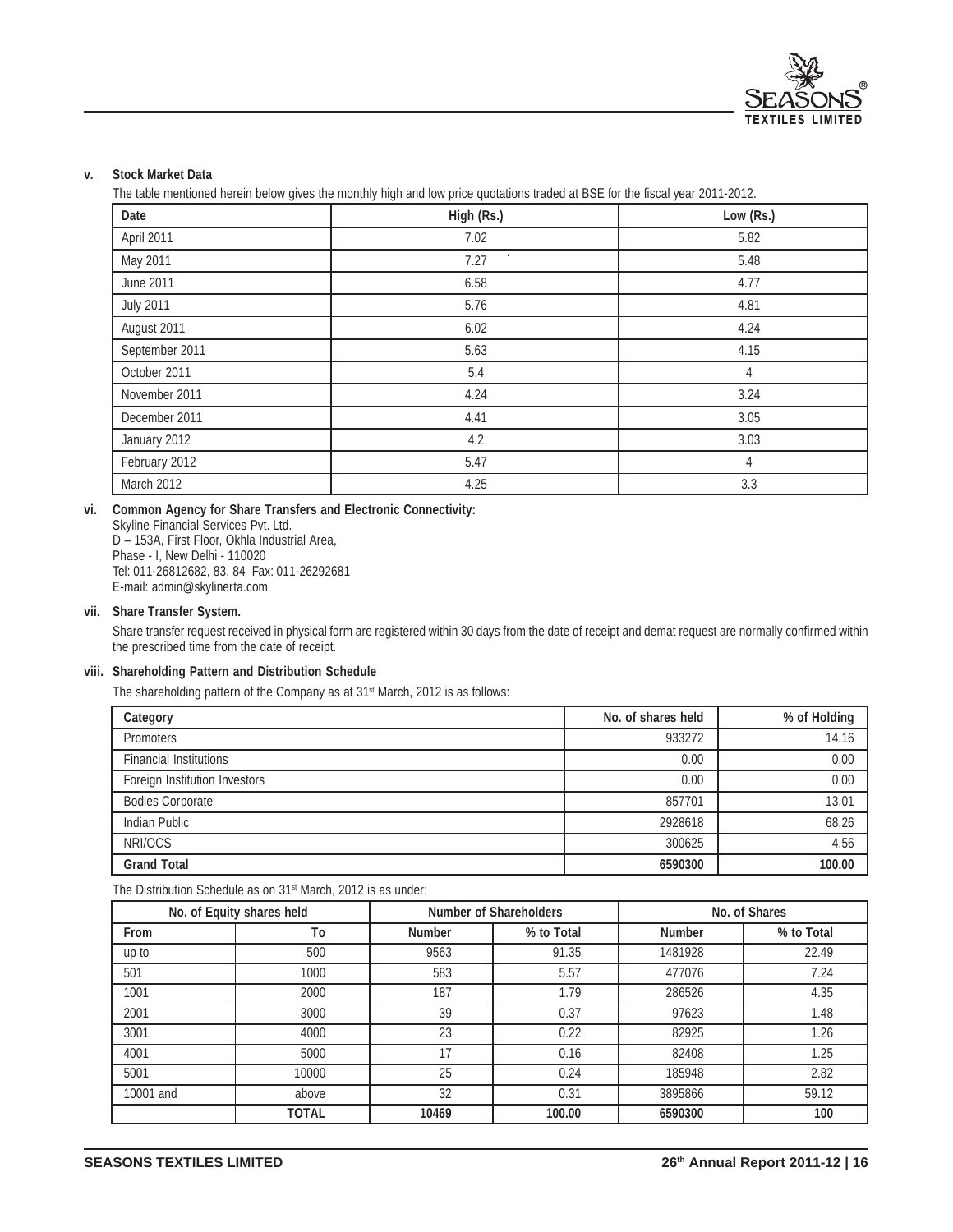**v. Stock Market Data**

The table mentioned herein below gives the monthly high and low price quotations traded at BSE for the fiscal year 2011-2012.

| Date | High (Rs.) | Low (Rs.) |
|---|---|---|
| April 2011 | 7.02 | 5.82 |
| May 2011 | 7.27 | 5.48 |
| June 2011 | 6.58 | 4.77 |
| July 2011 | 5.76 | 4.81 |
| August 2011 | 6.02 | 4.24 |
| September 2011 | 5.63 | 4.15 |
| October 2011 | 5.4 | 4 |
| November 2011 | 4.24 | 3.24 |
| December 2011 | 4.41 | 3.05 |
| January 2012 | 4.2 | 3.03 |
| February 2012 | 5.47 | 4 |
| March 2012 | 4.25 | 3.3 |

**vi. Common Agency for Share Transfers and Electronic Connectivity:**

Skyline Financial Services Pvt. Ltd.
D – 153A, First Floor, Okhla Industrial Area,
Phase - I, New Delhi - 110020
Tel: 011-26812682, 83, 84 Fax: 011-26292681
E-mail: admin@skylinerta.com

**vii. Share Transfer System.**

Share transfer request received in physical form are registered within 30 days from the date of receipt and demat request are normally confirmed within the prescribed time from the date of receipt.

**viii. Shareholding Pattern and Distribution Schedule**

The shareholding pattern of the Company as at 31st March, 2012 is as follows:

| Category | No. of shares held | % of Holding |
|---|---|---|
| Promoters | 933272 | 14.16 |
| Financial Institutions | 0.00 | 0.00 |
| Foreign Institution Investors | 0.00 | 0.00 |
| Bodies Corporate | 857701 | 13.01 |
| Indian Public | 2928618 | 68.26 |
| NRI/OCS | 300625 | 4.56 |
| **Grand Total** | **6590300** | **100.00** |

The Distribution Schedule as on 31st March, 2012 is as under:

| No. of Equity shares held | | Number of Shareholders | | No. of Shares | |
|---|---|---|---|---|---|
| From | To | Number | % to Total | Number | % to Total |
| up to | 500 | 9563 | 91.35 | 1481928 | 22.49 |
| 501 | 1000 | 583 | 5.57 | 477076 | 7.24 |
| 1001 | 2000 | 187 | 1.79 | 286526 | 4.35 |
| 2001 | 3000 | 39 | 0.37 | 97623 | 1.48 |
| 3001 | 4000 | 23 | 0.22 | 82925 | 1.26 |
| 4001 | 5000 | 17 | 0.16 | 82408 | 1.25 |
| 5001 | 10000 | 25 | 0.24 | 185948 | 2.82 |
| 10001 and | above | 32 | 0.31 | 3895866 | 59.12 |
| | **TOTAL** | **10469** | **100.00** | **6590300** | **100** |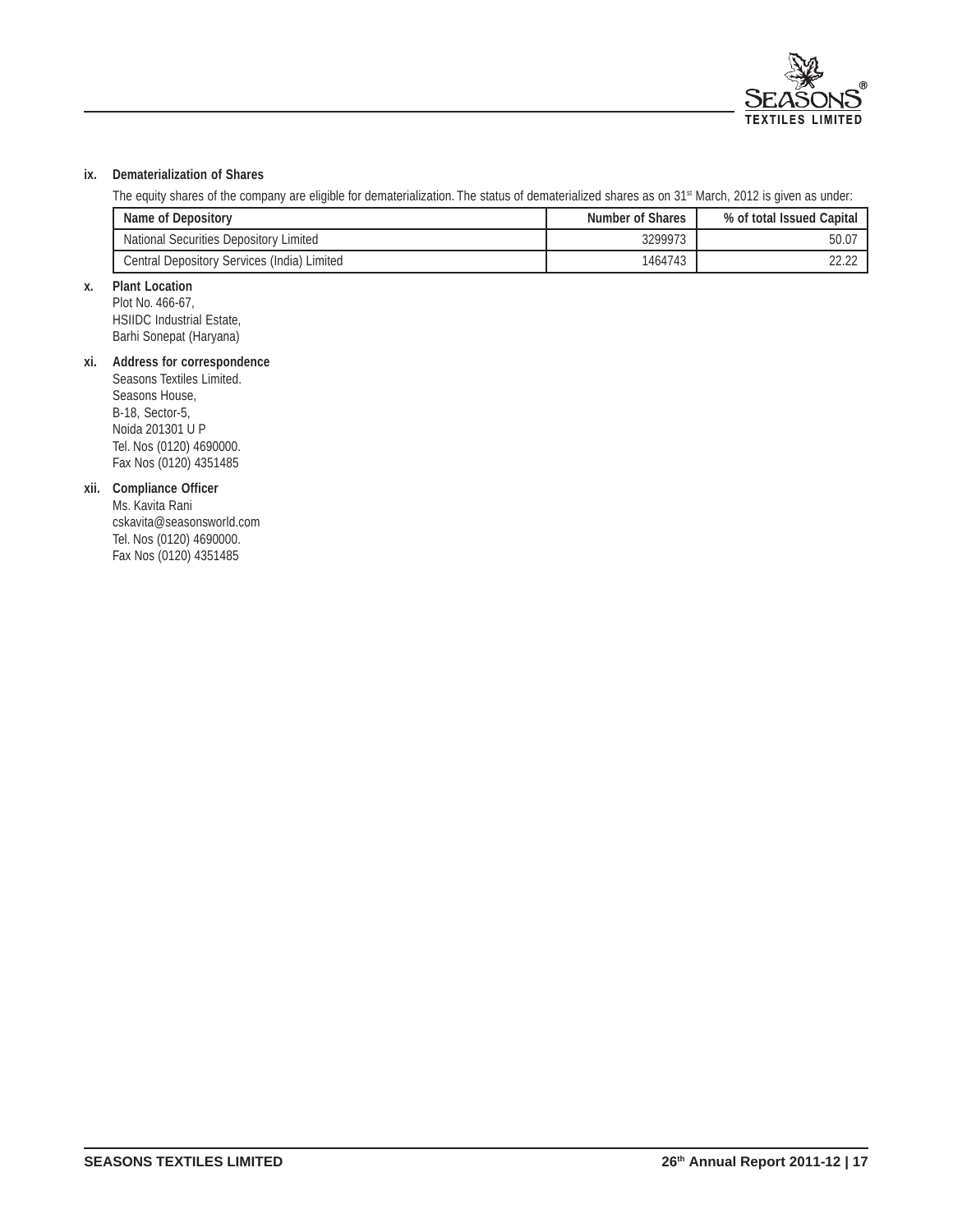**ix. Dematerialization of Shares**

The equity shares of the company are eligible for dematerialization. The status of dematerialized shares as on 31st March, 2012 is given as under:

| Name of Depository | Number of Shares | % of total Issued Capital |
|---|---|---|
| National Securities Depository Limited | 3299973 | 50.07 |
| Central Depository Services (India) Limited | 1464743 | 22.22 |

**x. Plant Location**

Plot No. 466-67,
HSIIDC Industrial Estate,
Barhi Sonepat (Haryana)

**xi. Address for correspondence**

Seasons Textiles Limited.
Seasons House,
B-18, Sector-5,
Noida 201301 U P
Tel. Nos (0120) 4690000.
Fax Nos (0120) 4351485

**xii. Compliance Officer**

Ms. Kavita Rani
cskavita@seasonsworld.com
Tel. Nos (0120) 4690000.
Fax Nos (0120) 4351485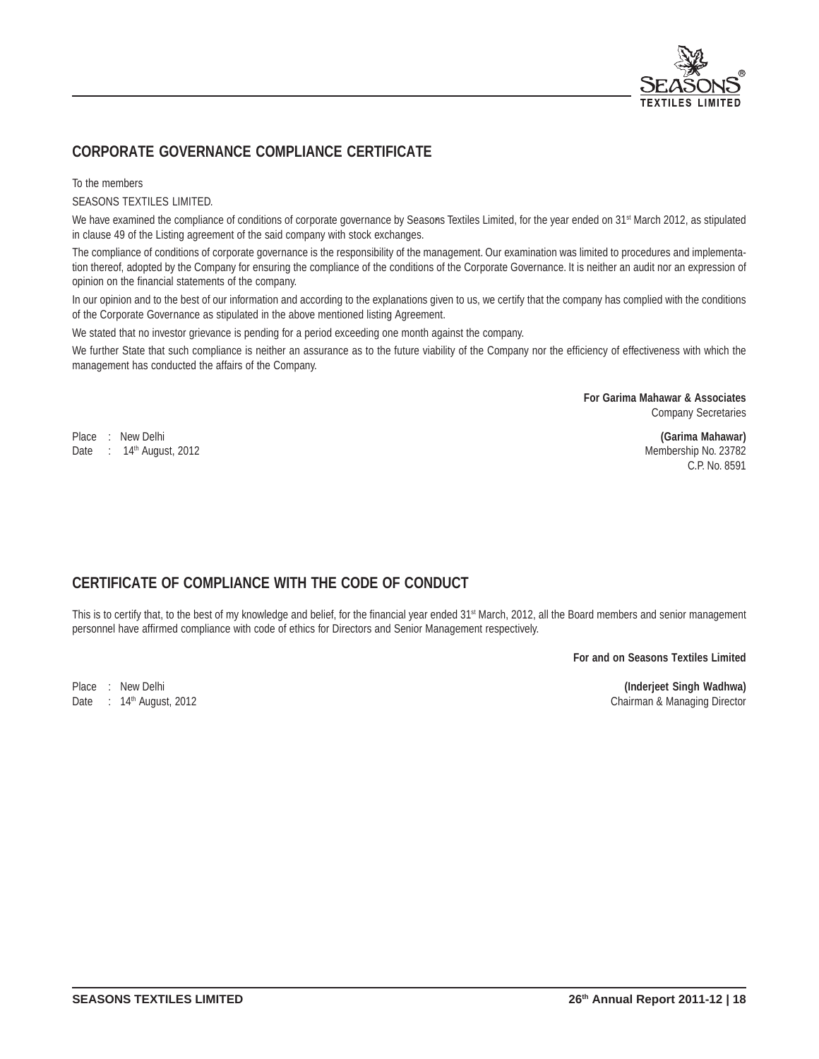## CORPORATE GOVERNANCE COMPLIANCE CERTIFICATE

To the members

SEASONS TEXTILES LIMITED.

We have examined the compliance of conditions of corporate governance by Seasons Textiles Limited, for the year ended on 31st March 2012, as stipulated in clause 49 of the Listing agreement of the said company with stock exchanges.

The compliance of conditions of corporate governance is the responsibility of the management. Our examination was limited to procedures and implementation thereof, adopted by the Company for ensuring the compliance of the conditions of the Corporate Governance. It is neither an audit nor an expression of opinion on the financial statements of the company.

In our opinion and to the best of our information and according to the explanations given to us, we certify that the company has complied with the conditions of the Corporate Governance as stipulated in the above mentioned listing Agreement.

We stated that no investor grievance is pending for a period exceeding one month against the company.

We further State that such compliance is neither an assurance as to the future viability of the Company nor the efficiency of effectiveness with which the management has conducted the affairs of the Company.

**For Garima Mahawar & Associates**
Company Secretaries

Place : New Delhi
Date : 14th August, 2012

**(Garima Mahawar)**
Membership No. 23782
C.P. No. 8591

## CERTIFICATE OF COMPLIANCE WITH THE CODE OF CONDUCT

This is to certify that, to the best of my knowledge and belief, for the financial year ended 31st March, 2012, all the Board members and senior management personnel have affirmed compliance with code of ethics for Directors and Senior Management respectively.

**For and on Seasons Textiles Limited**

Place : New Delhi
Date : 14th August, 2012

**(Inderjeet Singh Wadhwa)**
Chairman & Managing Director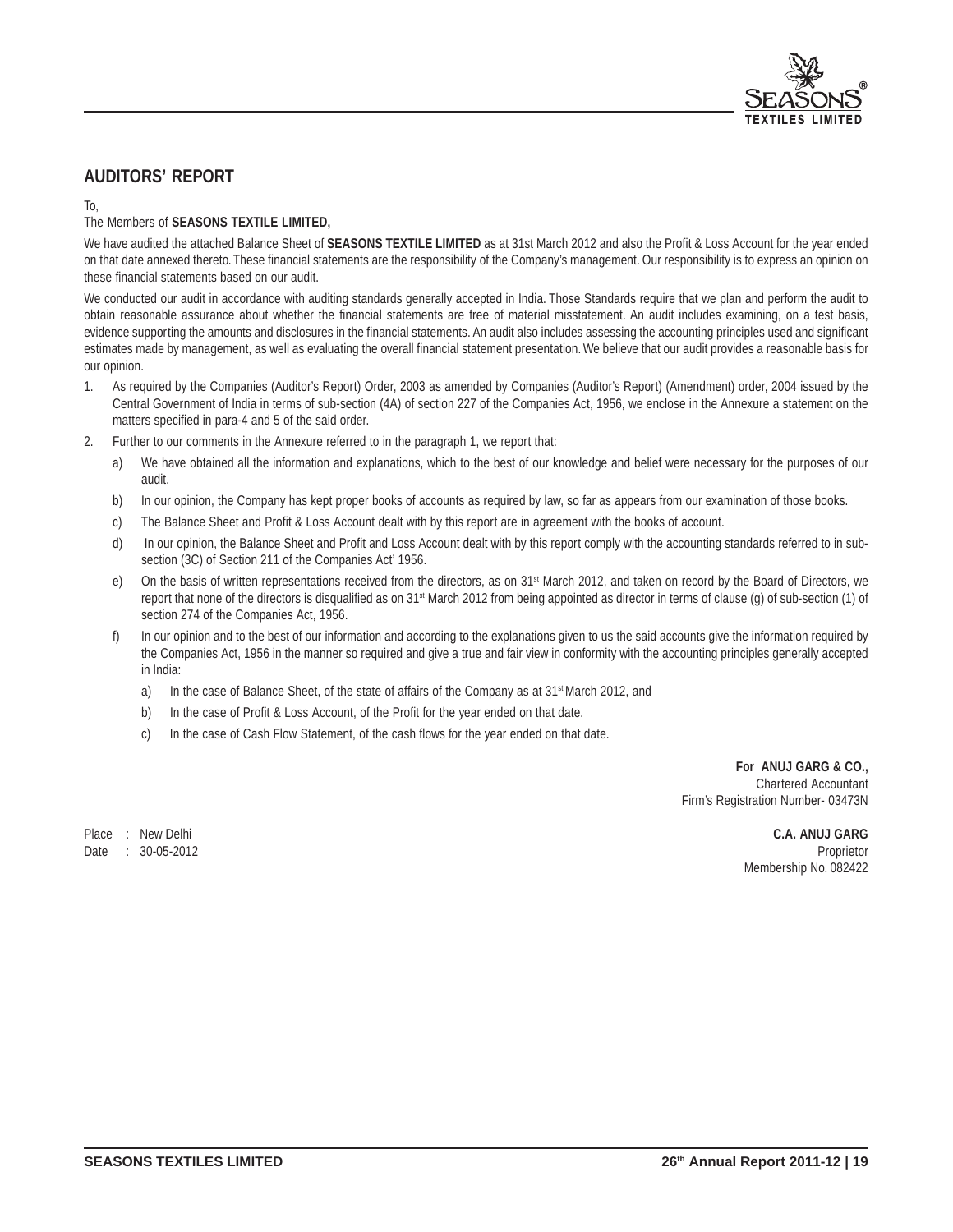## AUDITORS' REPORT

To,

The Members of **SEASONS TEXTILE LIMITED,**

We have audited the attached Balance Sheet of **SEASONS TEXTILE LIMITED** as at 31st March 2012 and also the Profit & Loss Account for the year ended on that date annexed thereto. These financial statements are the responsibility of the Company's management. Our responsibility is to express an opinion on these financial statements based on our audit.

We conducted our audit in accordance with auditing standards generally accepted in India. Those Standards require that we plan and perform the audit to obtain reasonable assurance about whether the financial statements are free of material misstatement. An audit includes examining, on a test basis, evidence supporting the amounts and disclosures in the financial statements. An audit also includes assessing the accounting principles used and significant estimates made by management, as well as evaluating the overall financial statement presentation. We believe that our audit provides a reasonable basis for our opinion.

1. As required by the Companies (Auditor's Report) Order, 2003 as amended by Companies (Auditor's Report) (Amendment) order, 2004 issued by the Central Government of India in terms of sub-section (4A) of section 227 of the Companies Act, 1956, we enclose in the Annexure a statement on the matters specified in para-4 and 5 of the said order.
2. Further to our comments in the Annexure referred to in the paragraph 1, we report that:
   a) We have obtained all the information and explanations, which to the best of our knowledge and belief were necessary for the purposes of our audit.
   b) In our opinion, the Company has kept proper books of accounts as required by law, so far as appears from our examination of those books.
   c) The Balance Sheet and Profit & Loss Account dealt with by this report are in agreement with the books of account.
   d) In our opinion, the Balance Sheet and Profit and Loss Account dealt with by this report comply with the accounting standards referred to in sub-section (3C) of Section 211 of the Companies Act' 1956.
   e) On the basis of written representations received from the directors, as on 31st March 2012, and taken on record by the Board of Directors, we report that none of the directors is disqualified as on 31st March 2012 from being appointed as director in terms of clause (g) of sub-section (1) of section 274 of the Companies Act, 1956.
   f) In our opinion and to the best of our information and according to the explanations given to us the said accounts give the information required by the Companies Act, 1956 in the manner so required and give a true and fair view in conformity with the accounting principles generally accepted in India:
      a) In the case of Balance Sheet, of the state of affairs of the Company as at 31st March 2012, and
      b) In the case of Profit & Loss Account, of the Profit for the year ended on that date.
      c) In the case of Cash Flow Statement, of the cash flows for the year ended on that date.

**For ANUJ GARG & CO.,**
Chartered Accountant
Firm's Registration Number- 03473N

**C.A. ANUJ GARG**
Proprietor
Membership No. 082422

Place : New Delhi
Date : 30-05-2012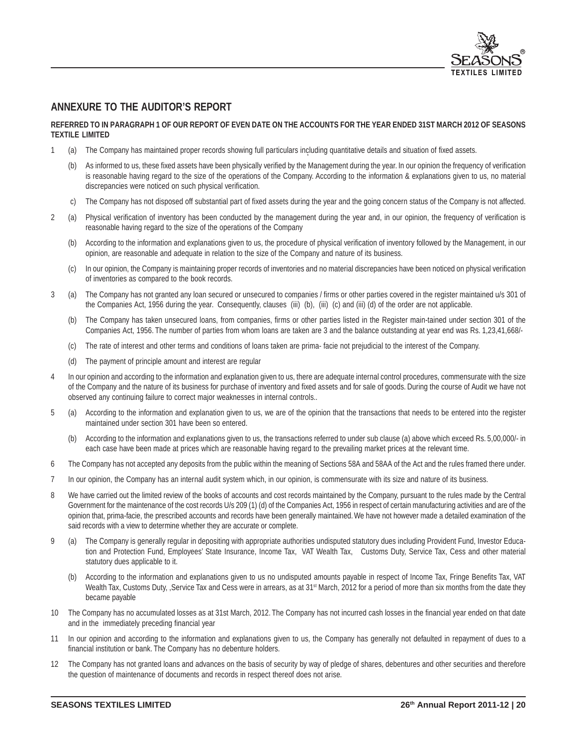## ANNEXURE TO THE AUDITOR'S REPORT

**REFERRED TO IN PARAGRAPH 1 OF OUR REPORT OF EVEN DATE ON THE ACCOUNTS FOR THE YEAR ENDED 31ST MARCH 2012 OF SEASONS TEXTILE LIMITED**

1 (a) The Company has maintained proper records showing full particulars including quantitative details and situation of fixed assets.

(b) As informed to us, these fixed assets have been physically verified by the Management during the year. In our opinion the frequency of verification is reasonable having regard to the size of the operations of the Company. According to the information & explanations given to us, no material discrepancies were noticed on such physical verification.

c) The Company has not disposed off substantial part of fixed assets during the year and the going concern status of the Company is not affected.

2 (a) Physical verification of inventory has been conducted by the management during the year and, in our opinion, the frequency of verification is reasonable having regard to the size of the operations of the Company

(b) According to the information and explanations given to us, the procedure of physical verification of inventory followed by the Management, in our opinion, are reasonable and adequate in relation to the size of the Company and nature of its business.

(c) In our opinion, the Company is maintaining proper records of inventories and no material discrepancies have been noticed on physical verification of inventories as compared to the book records.

3 (a) The Company has not granted any loan secured or unsecured to companies / firms or other parties covered in the register maintained u/s 301 of the Companies Act, 1956 during the year. Consequently, clauses (iii) (b), (iii) (c) and (iii) (d) of the order are not applicable.

(b) The Company has taken unsecured loans, from companies, firms or other parties listed in the Register main-tained under section 301 of the Companies Act, 1956. The number of parties from whom loans are taken are 3 and the balance outstanding at year end was Rs. 1,23,41,668/-

(c) The rate of interest and other terms and conditions of loans taken are prima- facie not prejudicial to the interest of the Company.

(d) The payment of principle amount and interest are regular

4 In our opinion and according to the information and explanation given to us, there are adequate internal control procedures, commensurate with the size of the Company and the nature of its business for purchase of inventory and fixed assets and for sale of goods. During the course of Audit we have not observed any continuing failure to correct major weaknesses in internal controls..

5 (a) According to the information and explanation given to us, we are of the opinion that the transactions that needs to be entered into the register maintained under section 301 have been so entered.

(b) According to the information and explanations given to us, the transactions referred to under sub clause (a) above which exceed Rs. 5,00,000/- in each case have been made at prices which are reasonable having regard to the prevailing market prices at the relevant time.

6 The Company has not accepted any deposits from the public within the meaning of Sections 58A and 58AA of the Act and the rules framed there under.

7 In our opinion, the Company has an internal audit system which, in our opinion, is commensurate with its size and nature of its business.

8 We have carried out the limited review of the books of accounts and cost records maintained by the Company, pursuant to the rules made by the Central Government for the maintenance of the cost records U/s 209 (1) (d) of the Companies Act, 1956 in respect of certain manufacturing activities and are of the opinion that, prima-facie, the prescribed accounts and records have been generally maintained. We have not however made a detailed examination of the said records with a view to determine whether they are accurate or complete.

9 (a) The Company is generally regular in depositing with appropriate authorities undisputed statutory dues including Provident Fund, Investor Education and Protection Fund, Employees' State Insurance, Income Tax, VAT Wealth Tax, Customs Duty, Service Tax, Cess and other material statutory dues applicable to it.

(b) According to the information and explanations given to us no undisputed amounts payable in respect of Income Tax, Fringe Benefits Tax, VAT Wealth Tax, Customs Duty, ,Service Tax and Cess were in arrears, as at 31st March, 2012 for a period of more than six months from the date they became payable

10 The Company has no accumulated losses as at 31st March, 2012. The Company has not incurred cash losses in the financial year ended on that date and in the immediately preceding financial year

11 In our opinion and according to the information and explanations given to us, the Company has generally not defaulted in repayment of dues to a financial institution or bank. The Company has no debenture holders.

12 The Company has not granted loans and advances on the basis of security by way of pledge of shares, debentures and other securities and therefore the question of maintenance of documents and records in respect thereof does not arise.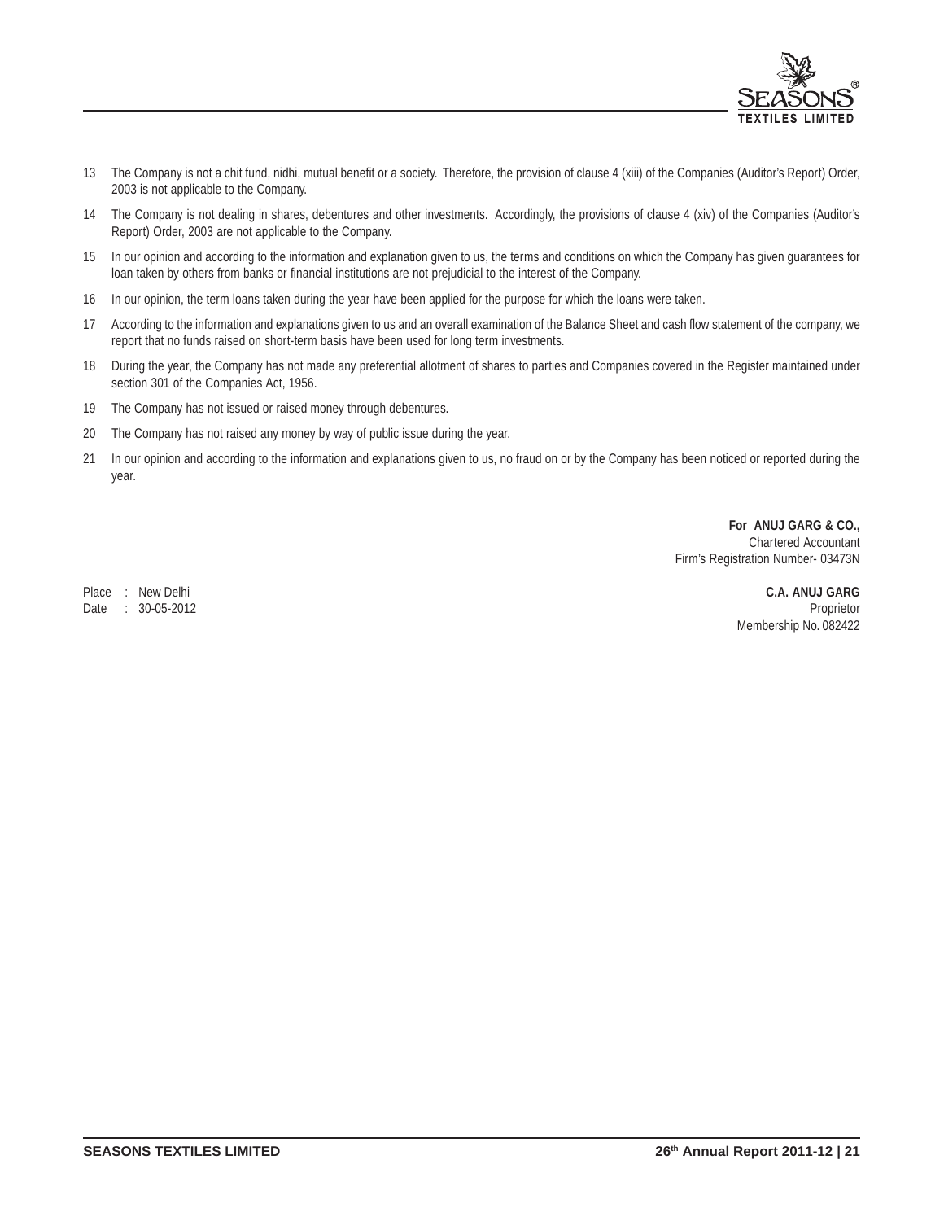13 The Company is not a chit fund, nidhi, mutual benefit or a society. Therefore, the provision of clause 4 (xiii) of the Companies (Auditor's Report) Order, 2003 is not applicable to the Company.

14 The Company is not dealing in shares, debentures and other investments. Accordingly, the provisions of clause 4 (xiv) of the Companies (Auditor's Report) Order, 2003 are not applicable to the Company.

15 In our opinion and according to the information and explanation given to us, the terms and conditions on which the Company has given guarantees for loan taken by others from banks or financial institutions are not prejudicial to the interest of the Company.

16 In our opinion, the term loans taken during the year have been applied for the purpose for which the loans were taken.

17 According to the information and explanations given to us and an overall examination of the Balance Sheet and cash flow statement of the company, we report that no funds raised on short-term basis have been used for long term investments.

18 During the year, the Company has not made any preferential allotment of shares to parties and Companies covered in the Register maintained under section 301 of the Companies Act, 1956.

19 The Company has not issued or raised money through debentures.

20 The Company has not raised any money by way of public issue during the year.

21 In our opinion and according to the information and explanations given to us, no fraud on or by the Company has been noticed or reported during the year.

**For ANUJ GARG & CO.,**
Chartered Accountant
Firm's Registration Number- 03473N

**C.A. ANUJ GARG**
Proprietor
Membership No. 082422

Place : New Delhi
Date : 30-05-2012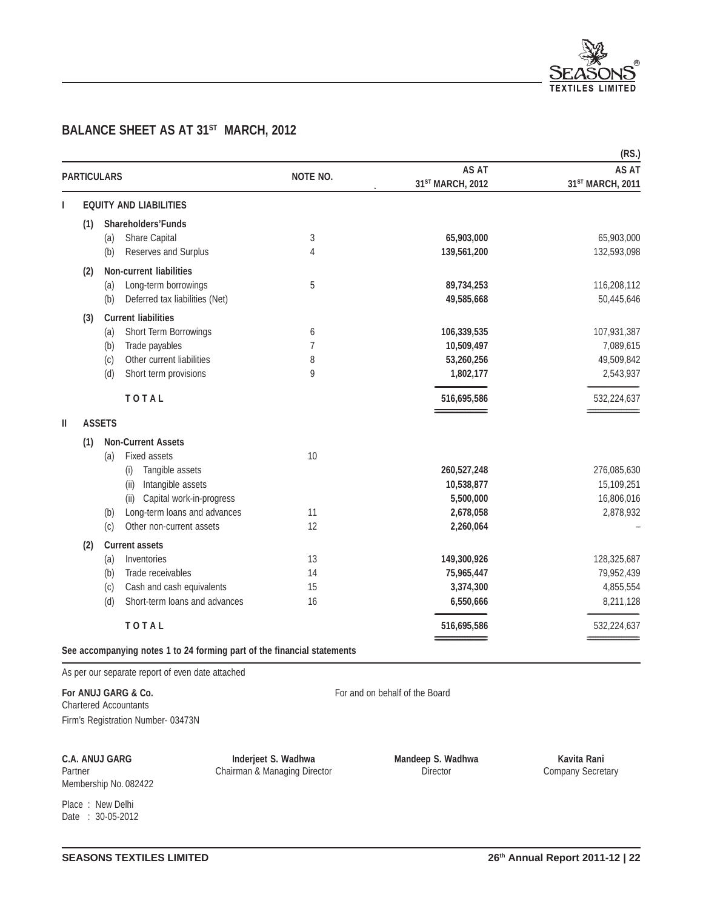## BALANCE SHEET AS AT 31ST MARCH, 2012

(RS.)

| PARTICULARS | NOTE NO. | AS AT 31ST MARCH, 2012 | AS AT 31ST MARCH, 2011 |
|---|---|---|---|
| **I EQUITY AND LIABILITIES** | | | |
| **(1) Shareholders'Funds** | | | |
| (a) Share Capital | 3 | **65,903,000** | 65,903,000 |
| (b) Reserves and Surplus | 4 | **139,561,200** | 132,593,098 |
| **(2) Non-current liabilities** | | | |
| (a) Long-term borrowings | 5 | **89,734,253** | 116,208,112 |
| (b) Deferred tax liabilities (Net) | | **49,585,668** | 50,445,646 |
| **(3) Current liabilities** | | | |
| (a) Short Term Borrowings | 6 | **106,339,535** | 107,931,387 |
| (b) Trade payables | 7 | **10,509,497** | 7,089,615 |
| (c) Other current liabilities | 8 | **53,260,256** | 49,509,842 |
| (d) Short term provisions | 9 | **1,802,177** | 2,543,937 |
| **TOTAL** | | **516,695,586** | 532,224,637 |
| **II ASSETS** | | | |
| **(1) Non-Current Assets** | | | |
| (a) Fixed assets | 10 | | |
| (i) Tangible assets | | **260,527,248** | 276,085,630 |
| (ii) Intangible assets | | **10,538,877** | 15,109,251 |
| (ii) Capital work-in-progress | | **5,500,000** | 16,806,016 |
| (b) Long-term loans and advances | 11 | **2,678,058** | 2,878,932 |
| (c) Other non-current assets | 12 | **2,260,064** | – |
| **(2) Current assets** | | | |
| (a) Inventories | 13 | **149,300,926** | 128,325,687 |
| (b) Trade receivables | 14 | **75,965,447** | 79,952,439 |
| (c) Cash and cash equivalents | 15 | **3,374,300** | 4,855,554 |
| (d) Short-term loans and advances | 16 | **6,550,666** | 8,211,128 |
| **TOTAL** | | **516,695,586** | 532,224,637 |

**See accompanying notes 1 to 24 forming part of the financial statements**

As per our separate report of even date attached

**For ANUJ GARG & Co.**
Chartered Accountants
Firm's Registration Number- 03473N

For and on behalf of the Board

**C.A. ANUJ GARG**
Partner
Membership No. 082422

**Inderjeet S. Wadhwa**
Chairman & Managing Director

**Mandeep S. Wadhwa**
Director

**Kavita Rani**
Company Secretary

Place : New Delhi
Date : 30-05-2012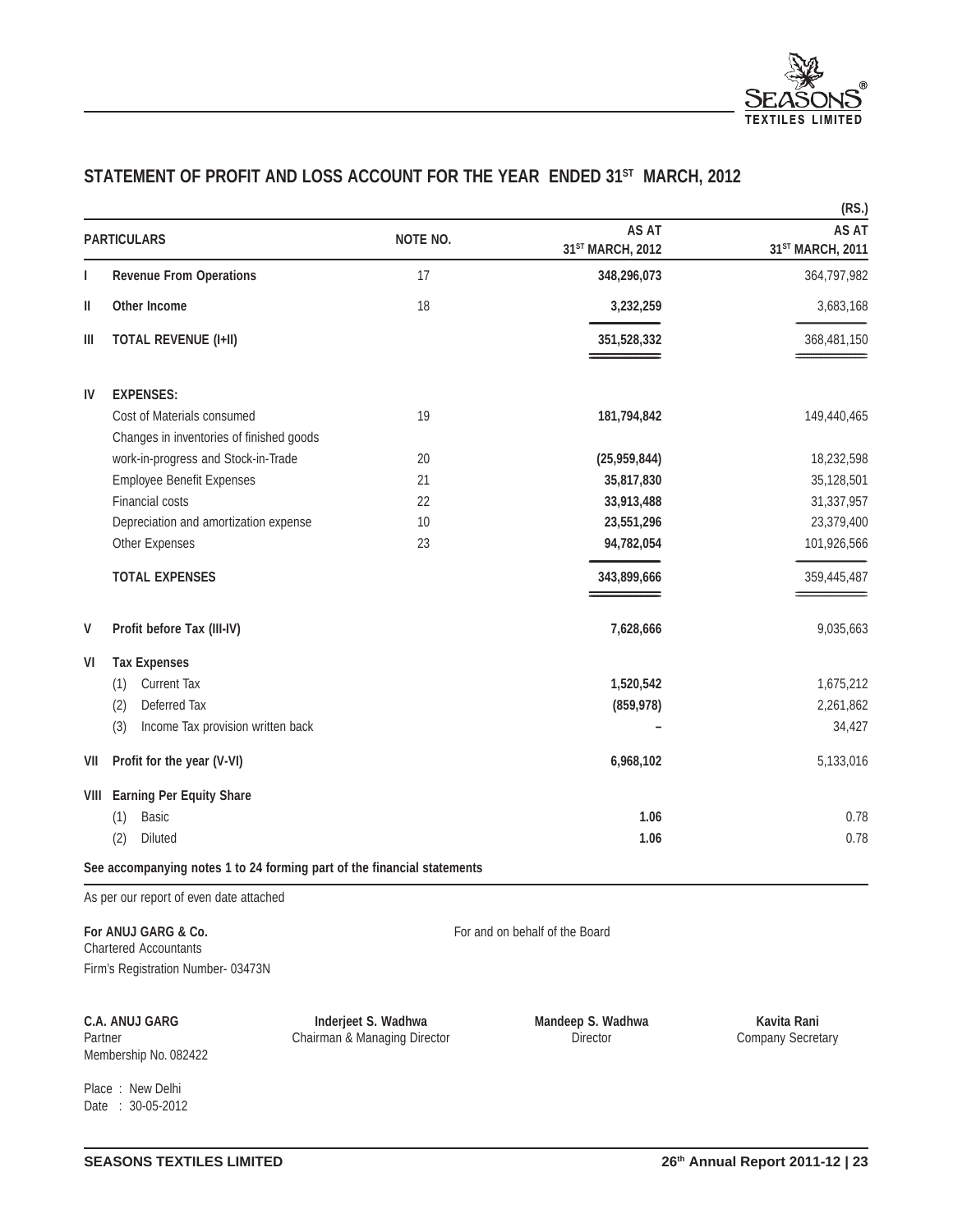## STATEMENT OF PROFIT AND LOSS ACCOUNT FOR THE YEAR ENDED 31ST MARCH, 2012

(RS.)

| | PARTICULARS | NOTE NO. | AS AT 31ST MARCH, 2012 | AS AT 31ST MARCH, 2011 |
|---|---|---|---|---|
| I | **Revenue From Operations** | 17 | **348,296,073** | 364,797,982 |
| II | **Other Income** | 18 | **3,232,259** | 3,683,168 |
| III | **TOTAL REVENUE (I+II)** | | **351,528,332** | 368,481,150 |
| IV | **EXPENSES:** | | | |
| | Cost of Materials consumed | 19 | **181,794,842** | 149,440,465 |
| | Changes in inventories of finished goods work-in-progress and Stock-in-Trade | 20 | **(25,959,844)** | 18,232,598 |
| | Employee Benefit Expenses | 21 | **35,817,830** | 35,128,501 |
| | Financial costs | 22 | **33,913,488** | 31,337,957 |
| | Depreciation and amortization expense | 10 | **23,551,296** | 23,379,400 |
| | Other Expenses | 23 | **94,782,054** | 101,926,566 |
| | **TOTAL EXPENSES** | | **343,899,666** | 359,445,487 |
| V | **Profit before Tax (III-IV)** | | **7,628,666** | 9,035,663 |
| VI | **Tax Expenses** | | | |
| | (1) Current Tax | | **1,520,542** | 1,675,212 |
| | (2) Deferred Tax | | **(859,978)** | 2,261,862 |
| | (3) Income Tax provision written back | | **–** | 34,427 |
| VII | **Profit for the year (V-VI)** | | **6,968,102** | 5,133,016 |
| VIII | **Earning Per Equity Share** | | | |
| | (1) Basic | | **1.06** | 0.78 |
| | (2) Diluted | | **1.06** | 0.78 |

**See accompanying notes 1 to 24 forming part of the financial statements**

As per our report of even date attached

**For ANUJ GARG & Co.**
Chartered Accountants
Firm's Registration Number- 03473N

For and on behalf of the Board

**C.A. ANUJ GARG**
Partner
Membership No. 082422

**Inderjeet S. Wadhwa**
Chairman & Managing Director

**Mandeep S. Wadhwa**
Director

**Kavita Rani**
Company Secretary

Place : New Delhi
Date : 30-05-2012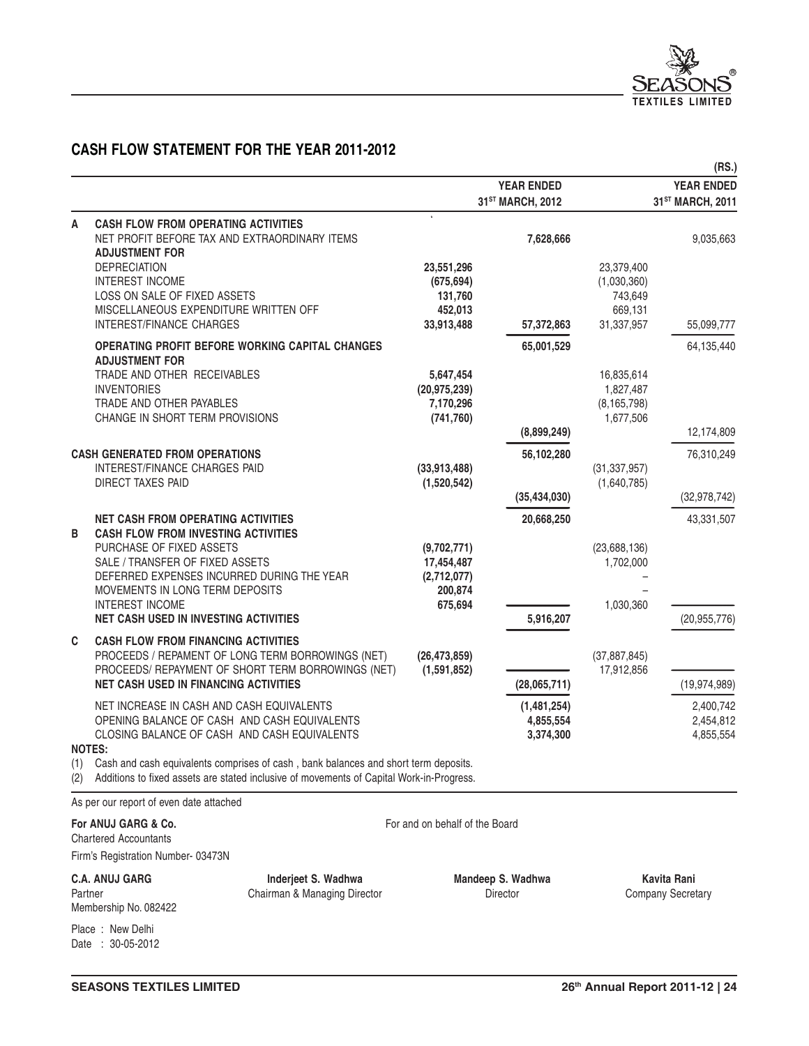## CASH FLOW STATEMENT FOR THE YEAR 2011-2012

(RS.)

| | | | YEAR ENDED 31ST MARCH, 2012 | | YEAR ENDED 31ST MARCH, 2011 |
|---|---|---|---|---|---|
| **A** | **CASH FLOW FROM OPERATING ACTIVITIES** | | | | |
| | NET PROFIT BEFORE TAX AND EXTRAORDINARY ITEMS | | **7,628,666** | | 9,035,663 |
| | **ADJUSTMENT FOR** | | | | |
| | DEPRECIATION | **23,551,296** | | 23,379,400 | |
| | INTEREST INCOME | **(675,694)** | | (1,030,360) | |
| | LOSS ON SALE OF FIXED ASSETS | **131,760** | | 743,649 | |
| | MISCELLANEOUS EXPENDITURE WRITTEN OFF | **452,013** | | 669,131 | |
| | INTEREST/FINANCE CHARGES | **33,913,488** | **57,372,863** | 31,337,957 | 55,099,777 |
| | **OPERATING PROFIT BEFORE WORKING CAPITAL CHANGES** | | **65,001,529** | | 64,135,440 |
| | **ADJUSTMENT FOR** | | | | |
| | TRADE AND OTHER RECEIVABLES | **5,647,454** | | 16,835,614 | |
| | INVENTORIES | **(20,975,239)** | | 1,827,487 | |
| | TRADE AND OTHER PAYABLES | **7,170,296** | | (8,165,798) | |
| | CHANGE IN SHORT TERM PROVISIONS | **(741,760)** | | 1,677,506 | |
| | | | **(8,899,249)** | | 12,174,809 |
| | **CASH GENERATED FROM OPERATIONS** | | **56,102,280** | | 76,310,249 |
| | INTEREST/FINANCE CHARGES PAID | **(33,913,488)** | | (31,337,957) | |
| | DIRECT TAXES PAID | **(1,520,542)** | | (1,640,785) | |
| | | | **(35,434,030)** | | (32,978,742) |
| | **NET CASH FROM OPERATING ACTIVITIES** | | **20,668,250** | | 43,331,507 |
| **B** | **CASH FLOW FROM INVESTING ACTIVITIES** | | | | |
| | PURCHASE OF FIXED ASSETS | **(9,702,771)** | | (23,688,136) | |
| | SALE / TRANSFER OF FIXED ASSETS | **17,454,487** | | 1,702,000 | |
| | DEFERRED EXPENSES INCURRED DURING THE YEAR | **(2,712,077)** | | – | |
| | MOVEMENTS IN LONG TERM DEPOSITS | **200,874** | | – | |
| | INTEREST INCOME | **675,694** | | 1,030,360 | |
| | **NET CASH USED IN INVESTING ACTIVITIES** | | **5,916,207** | | (20,955,776) |
| **C** | **CASH FLOW FROM FINANCING ACTIVITIES** | | | | |
| | PROCEEDS / REPAMENT OF LONG TERM BORROWINGS (NET) | **(26,473,859)** | | (37,887,845) | |
| | PROCEEDS/ REPAYMENT OF SHORT TERM BORROWINGS (NET) | **(1,591,852)** | | 17,912,856 | |
| | **NET CASH USED IN FINANCING ACTIVITIES** | | **(28,065,711)** | | (19,974,989) |
| | NET INCREASE IN CASH AND CASH EQUIVALENTS | | **(1,481,254)** | | 2,400,742 |
| | OPENING BALANCE OF CASH AND CASH EQUIVALENTS | | **4,855,554** | | 2,454,812 |
| | CLOSING BALANCE OF CASH AND CASH EQUIVALENTS | | **3,374,300** | | 4,855,554 |

**NOTES:**

(1) Cash and cash equivalents comprises of cash , bank balances and short term deposits.

(2) Additions to fixed assets are stated inclusive of movements of Capital Work-in-Progress.

As per our report of even date attached

**For ANUJ GARG & Co.**
Chartered Accountants
Firm's Registration Number- 03473N

For and on behalf of the Board

**C.A. ANUJ GARG**
Partner
Membership No. 082422

**Inderjeet S. Wadhwa**
Chairman & Managing Director

**Mandeep S. Wadhwa**
Director

**Kavita Rani**
Company Secretary

Place : New Delhi
Date : 30-05-2012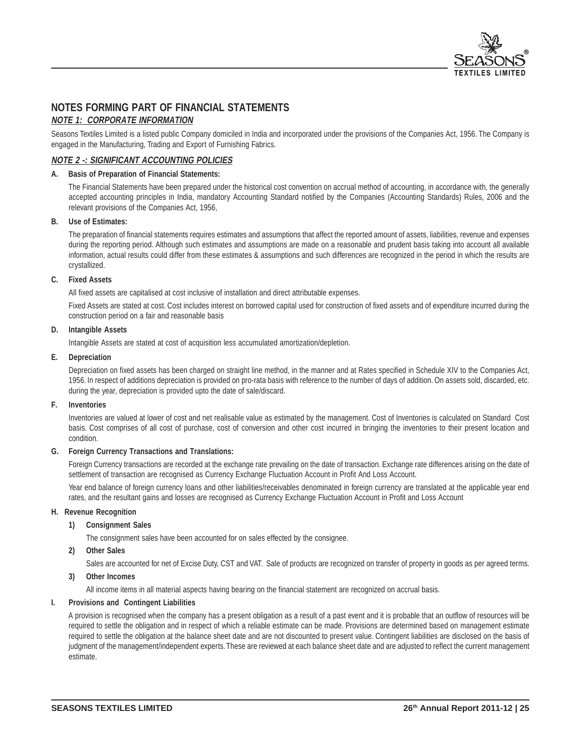# NOTES FORMING PART OF FINANCIAL STATEMENTS

## *NOTE 1: CORPORATE INFORMATION*

Seasons Textiles Limited is a listed public Company domiciled in India and incorporated under the provisions of the Companies Act, 1956. The Company is engaged in the Manufacturing, Trading and Export of Furnishing Fabrics.

## *NOTE 2 -: SIGNIFICANT ACCOUNTING POLICIES*

**A. Basis of Preparation of Financial Statements:**

The Financial Statements have been prepared under the historical cost convention on accrual method of accounting, in accordance with, the generally accepted accounting principles in India, mandatory Accounting Standard notified by the Companies (Accounting Standards) Rules, 2006 and the relevant provisions of the Companies Act, 1956,

**B. Use of Estimates:**

The preparation of financial statements requires estimates and assumptions that affect the reported amount of assets, liabilities, revenue and expenses during the reporting period. Although such estimates and assumptions are made on a reasonable and prudent basis taking into account all available information, actual results could differ from these estimates & assumptions and such differences are recognized in the period in which the results are crystallized.

**C. Fixed Assets**

All fixed assets are capitalised at cost inclusive of installation and direct attributable expenses.

Fixed Assets are stated at cost. Cost includes interest on borrowed capital used for construction of fixed assets and of expenditure incurred during the construction period on a fair and reasonable basis

**D. Intangible Assets**

Intangible Assets are stated at cost of acquisition less accumulated amortization/depletion.

**E. Depreciation**

Depreciation on fixed assets has been charged on straight line method, in the manner and at Rates specified in Schedule XIV to the Companies Act, 1956. In respect of additions depreciation is provided on pro-rata basis with reference to the number of days of addition. On assets sold, discarded, etc. during the year, depreciation is provided upto the date of sale/discard.

**F. Inventories**

Inventories are valued at lower of cost and net realisable value as estimated by the management. Cost of Inventories is calculated on Standard Cost basis. Cost comprises of all cost of purchase, cost of conversion and other cost incurred in bringing the inventories to their present location and condition.

**G. Foreign Currency Transactions and Translations:**

Foreign Currency transactions are recorded at the exchange rate prevailing on the date of transaction. Exchange rate differences arising on the date of settlement of transaction are recognised as Currency Exchange Fluctuation Account in Profit And Loss Account.

Year end balance of foreign currency loans and other liabilities/receivables denominated in foreign currency are translated at the applicable year end rates, and the resultant gains and losses are recognised as Currency Exchange Fluctuation Account in Profit and Loss Account

**H. Revenue Recognition**

**1) Consignment Sales**

The consignment sales have been accounted for on sales effected by the consignee.

**2) Other Sales**

Sales are accounted for net of Excise Duty, CST and VAT. Sale of products are recognized on transfer of property in goods as per agreed terms.

**3) Other Incomes**

All income items in all material aspects having bearing on the financial statement are recognized on accrual basis.

**I. Provisions and Contingent Liabilities**

A provision is recognised when the company has a present obligation as a result of a past event and it is probable that an outflow of resources will be required to settle the obligation and in respect of which a reliable estimate can be made. Provisions are determined based on management estimate required to settle the obligation at the balance sheet date and are not discounted to present value. Contingent liabilities are disclosed on the basis of judgment of the management/independent experts. These are reviewed at each balance sheet date and are adjusted to reflect the current management estimate.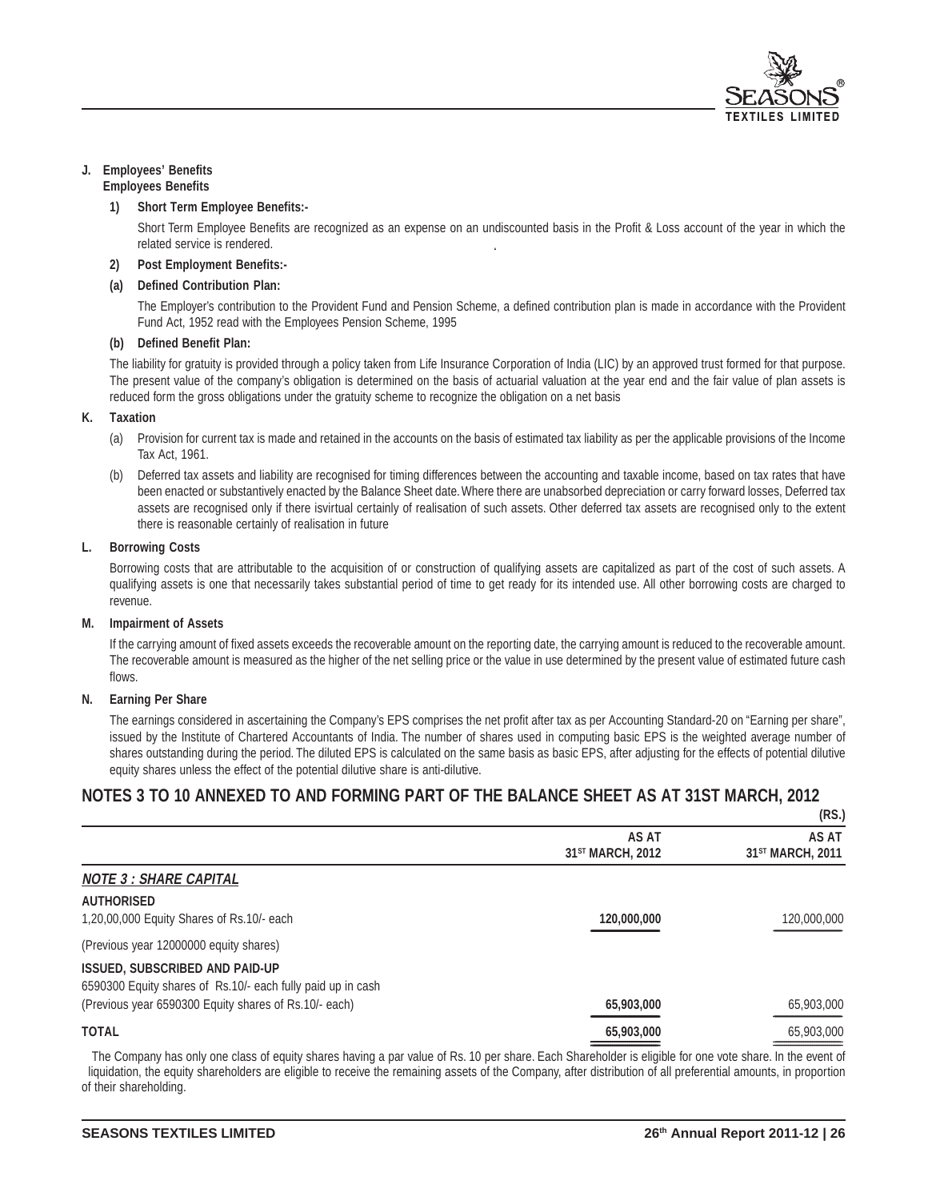**J. Employees' Benefits**

**Employees Benefits**

**1) Short Term Employee Benefits:-**

Short Term Employee Benefits are recognized as an expense on an undiscounted basis in the Profit & Loss account of the year in which the related service is rendered.

**2) Post Employment Benefits:-**

**(a) Defined Contribution Plan:**

The Employer's contribution to the Provident Fund and Pension Scheme, a defined contribution plan is made in accordance with the Provident Fund Act, 1952 read with the Employees Pension Scheme, 1995

**(b) Defined Benefit Plan:**

The liability for gratuity is provided through a policy taken from Life Insurance Corporation of India (LIC) by an approved trust formed for that purpose. The present value of the company's obligation is determined on the basis of actuarial valuation at the year end and the fair value of plan assets is reduced form the gross obligations under the gratuity scheme to recognize the obligation on a net basis

**K. Taxation**

(a) Provision for current tax is made and retained in the accounts on the basis of estimated tax liability as per the applicable provisions of the Income Tax Act, 1961.

(b) Deferred tax assets and liability are recognised for timing differences between the accounting and taxable income, based on tax rates that have been enacted or substantively enacted by the Balance Sheet date. Where there are unabsorbed depreciation or carry forward losses, Deferred tax assets are recognised only if there isvirtual certainty of realisation of such assets. Other deferred tax assets are recognised only to the extent there is reasonable certainly of realisation in future

**L. Borrowing Costs**

Borrowing costs that are attributable to the acquisition of or construction of qualifying assets are capitalized as part of the cost of such assets. A qualifying assets is one that necessarily takes substantial period of time to get ready for its intended use. All other borrowing costs are charged to revenue.

**M. Impairment of Assets**

If the carrying amount of fixed assets exceeds the recoverable amount on the reporting date, the carrying amount is reduced to the recoverable amount. The recoverable amount is measured as the higher of the net selling price or the value in use determined by the present value of estimated future cash flows.

**N. Earning Per Share**

The earnings considered in ascertaining the Company's EPS comprises the net profit after tax as per Accounting Standard-20 on "Earning per share", issued by the Institute of Chartered Accountants of India. The number of shares used in computing basic EPS is the weighted average number of shares outstanding during the period. The diluted EPS is calculated on the same basis as basic EPS, after adjusting for the effects of potential dilutive equity shares unless the effect of the potential dilutive share is anti-dilutive.

## NOTES 3 TO 10 ANNEXED TO AND FORMING PART OF THE BALANCE SHEET AS AT 31ST MARCH, 2012

(RS.)

| | AS AT 31ST MARCH, 2012 | AS AT 31ST MARCH, 2011 |
|---|---|---|
| ***NOTE 3 : SHARE CAPITAL*** | | |
| **AUTHORISED** | | |
| 1,20,00,000 Equity Shares of Rs.10/- each | **120,000,000** | 120,000,000 |
| (Previous year 12000000 equity shares) | | |
| **ISSUED, SUBSCRIBED AND PAID-UP** | | |
| 6590300 Equity shares of Rs.10/- each fully paid up in cash | | |
| (Previous year 6590300 Equity shares of Rs.10/- each) | **65,903,000** | 65,903,000 |
| **TOTAL** | **65,903,000** | 65,903,000 |

The Company has only one class of equity shares having a par value of Rs. 10 per share. Each Shareholder is eligible for one vote share. In the event of liquidation, the equity shareholders are eligible to receive the remaining assets of the Company, after distribution of all preferential amounts, in proportion of their shareholding.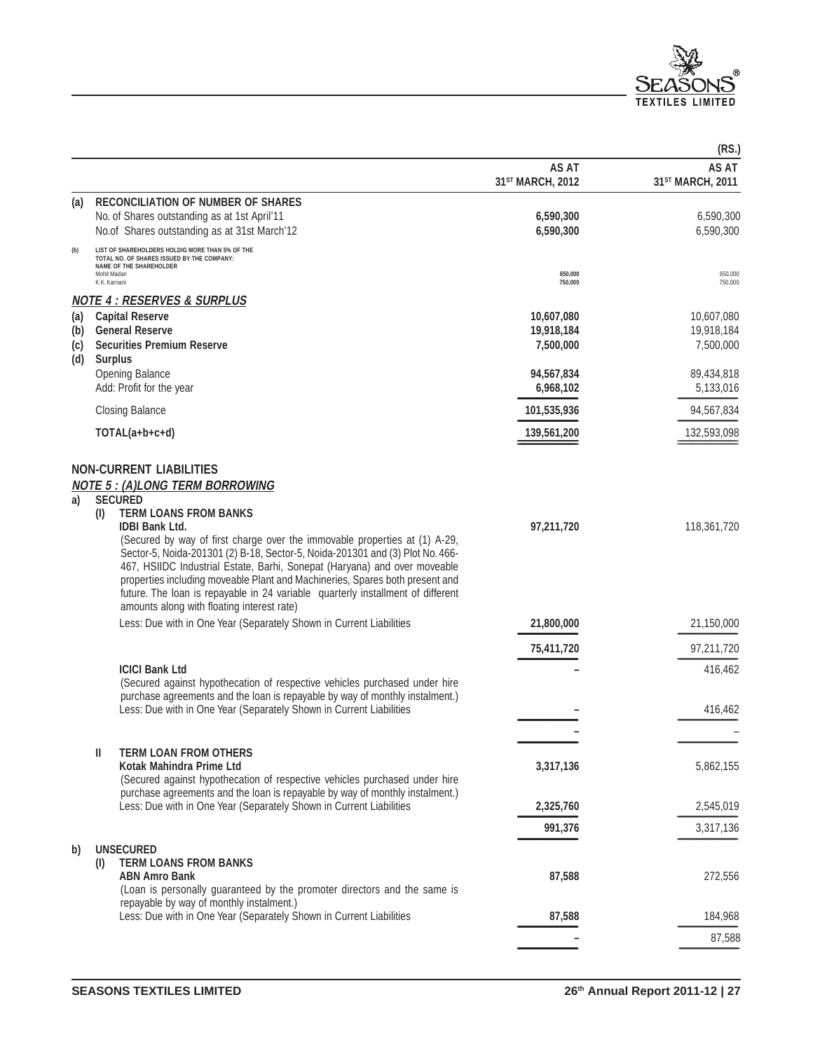| | | AS AT 31ST MARCH, 2012 | AS AT 31ST MARCH, 2011 |
|---|---|---|---|
| | | | (RS.) |
| (a) | **RECONCILIATION OF NUMBER OF SHARES** | | |
| | No. of Shares outstanding as at 1st April'11 | **6,590,300** | 6,590,300 |
| | No.of Shares outstanding as at 31st March'12 | **6,590,300** | 6,590,300 |
| (b) | LIST OF SHAREHOLDERS HOLDIG MORE THAN 5% OF THE TOTAL NO. OF SHARES ISSUED BY THE COMPANY: | | |
| | NAME OF THE SHAREHOLDER | | |
| | Mohit Madan | **650,000** | 650,000 |
| | K.K. Karnani | **750,000** | 750,000 |

***NOTE 4 : RESERVES & SURPLUS***

| | | AS AT 31ST MARCH, 2012 | AS AT 31ST MARCH, 2011 |
|---|---|---|---|
| (a) | **Capital Reserve** | **10,607,080** | 10,607,080 |
| (b) | **General Reserve** | **19,918,184** | 19,918,184 |
| (c) | **Securities Premium Reserve** | **7,500,000** | 7,500,000 |
| (d) | **Surplus** | | |
| | Opening Balance | **94,567,834** | 89,434,818 |
| | Add: Profit for the year | **6,968,102** | 5,133,016 |
| | Closing Balance | **101,535,936** | 94,567,834 |
| | **TOTAL(a+b+c+d)** | **139,561,200** | 132,593,098 |

**NON-CURRENT LIABILITIES**

***NOTE 5 : (A)LONG TERM BORROWING***

| | | AS AT 31ST MARCH, 2012 | AS AT 31ST MARCH, 2011 |
|---|---|---|---|
| a) | **SECURED** | | |
| (I) | **TERM LOANS FROM BANKS** | | |
| | **IDBI Bank Ltd.** (Secured by way of first charge over the immovable properties at (1) A-29, Sector-5, Noida-201301 (2) B-18, Sector-5, Noida-201301 and (3) Plot No. 466-467, HSIIDC Industrial Estate, Barhi, Sonepat (Haryana) and over moveable properties including moveable Plant and Machineries, Spares both present and future. The loan is repayable in 24 variable quarterly installment of different amounts along with floating interest rate) | **97,211,720** | 118,361,720 |
| | Less: Due with in One Year (Separately Shown in Current Liabilities | **21,800,000** | 21,150,000 |
| | | **75,411,720** | 97,211,720 |
| | **ICICI Bank Ltd** (Secured against hypothecation of respective vehicles purchased under hire purchase agreements and the loan is repayable by way of monthly instalment.) | **–** | 416,462 |
| | Less: Due with in One Year (Separately Shown in Current Liabilities | **–** | 416,462 |
| | | **–** | – |
| II | **TERM LOAN FROM OTHERS** | | |
| | **Kotak Mahindra Prime Ltd** (Secured against hypothecation of respective vehicles purchased under hire purchase agreements and the loan is repayable by way of monthly instalment.) | **3,317,136** | 5,862,155 |
| | Less: Due with in One Year (Separately Shown in Current Liabilities | **2,325,760** | 2,545,019 |
| | | **991,376** | 3,317,136 |
| b) | **UNSECURED** | | |
| (I) | **TERM LOANS FROM BANKS** | | |
| | **ABN Amro Bank** (Loan is personally guaranteed by the promoter directors and the same is repayable by way of monthly instalment.) | **87,588** | 272,556 |
| | Less: Due with in One Year (Separately Shown in Current Liabilities | **87,588** | 184,968 |
| | | **–** | 87,588 |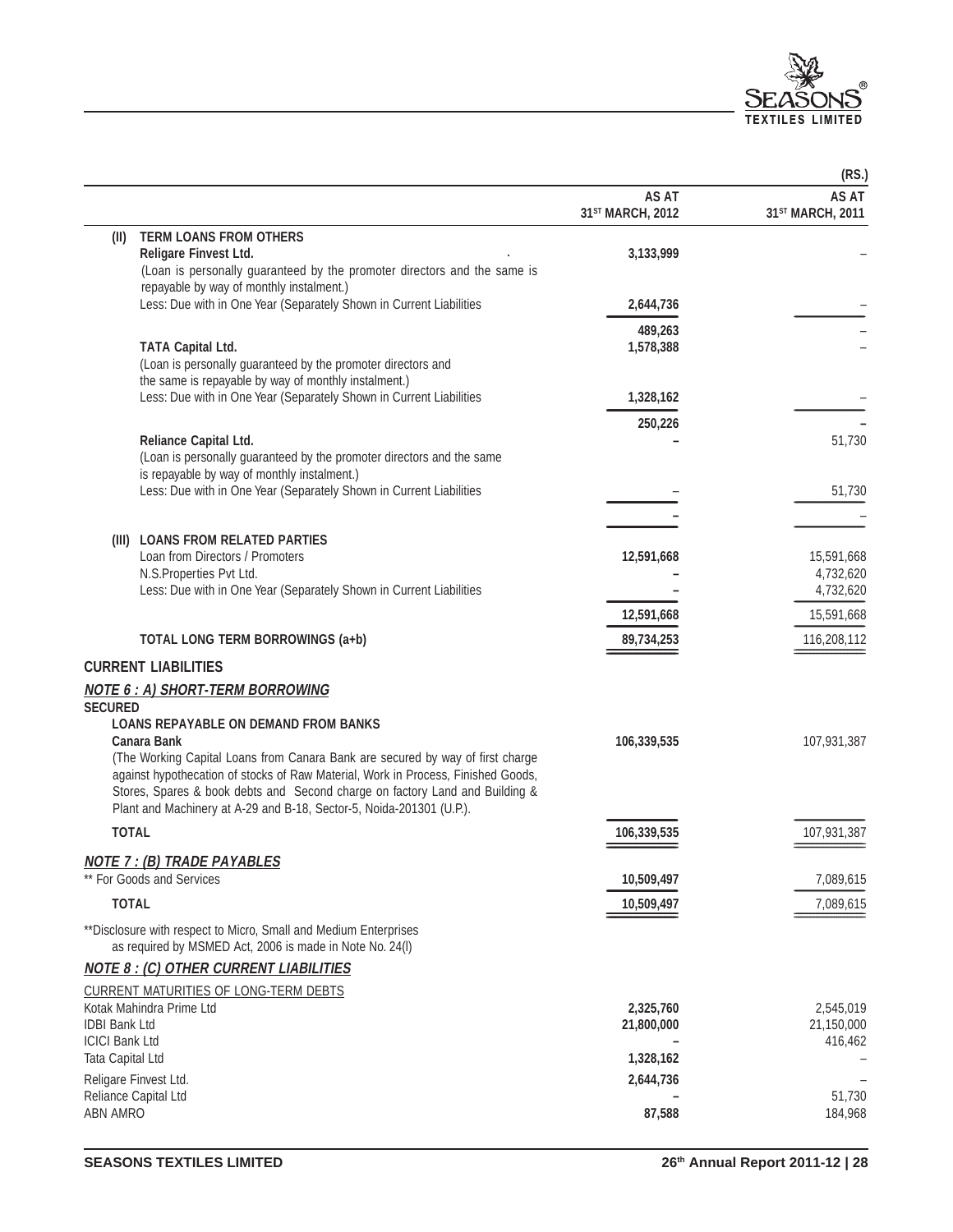| | AS AT 31ST MARCH, 2012 (RS.) | AS AT 31ST MARCH, 2011 (RS.) |
|---|---|---|
| **(II) TERM LOANS FROM OTHERS** | | |
| **Religare Finvest Ltd.** | **3,133,999** | – |
| (Loan is personally guaranteed by the promoter directors and the same is repayable by way of monthly instalment.) | | |
| Less: Due with in One Year (Separately Shown in Current Liabilities | **2,644,736** | – |
| | **489,263** | – |
| **TATA Capital Ltd.** | **1,578,388** | – |
| (Loan is personally guaranteed by the promoter directors and the same is repayable by way of monthly instalment.) | | |
| Less: Due with in One Year (Separately Shown in Current Liabilities | **1,328,162** | – |
| | **250,226** | – |
| **Reliance Capital Ltd.** | **–** | 51,730 |
| (Loan is personally guaranteed by the promoter directors and the same is repayable by way of monthly instalment.) | | |
| Less: Due with in One Year (Separately Shown in Current Liabilities | – | 51,730 |
| | **–** | – |
| **(III) LOANS FROM RELATED PARTIES** | | |
| Loan from Directors / Promoters | **12,591,668** | 15,591,668 |
| N.S.Properties Pvt Ltd. | **–** | 4,732,620 |
| Less: Due with in One Year (Separately Shown in Current Liabilities | **–** | 4,732,620 |
| | **12,591,668** | 15,591,668 |
| **TOTAL LONG TERM BORROWINGS (a+b)** | **89,734,253** | 116,208,112 |

## CURRENT LIABILITIES

### *NOTE 6 : A) SHORT-TERM BORROWING*

| | AS AT 31ST MARCH, 2012 (RS.) | AS AT 31ST MARCH, 2011 (RS.) |
|---|---|---|
| **SECURED** | | |
| **LOANS REPAYABLE ON DEMAND FROM BANKS** | | |
| **Canara Bank** | **106,339,535** | 107,931,387 |
| (The Working Capital Loans from Canara Bank are secured by way of first charge against hypothecation of stocks of Raw Material, Work in Process, Finished Goods, Stores, Spares & book debts and Second charge on factory Land and Building & Plant and Machinery at A-29 and B-18, Sector-5, Noida-201301 (U.P.). | | |
| **TOTAL** | **106,339,535** | 107,931,387 |

### *NOTE 7 : (B) TRADE PAYABLES*

| | AS AT 31ST MARCH, 2012 (RS.) | AS AT 31ST MARCH, 2011 (RS.) |
|---|---|---|
| ** For Goods and Services | **10,509,497** | 7,089,615 |
| **TOTAL** | **10,509,497** | 7,089,615 |

**Disclosure with respect to Micro, Small and Medium Enterprises as required by MSMED Act, 2006 is made in Note No. 24(l)

### *NOTE 8 : (C) OTHER CURRENT LIABILITIES*

| CURRENT MATURITIES OF LONG-TERM DEBTS | AS AT 31ST MARCH, 2012 (RS.) | AS AT 31ST MARCH, 2011 (RS.) |
|---|---|---|
| Kotak Mahindra Prime Ltd | **2,325,760** | 2,545,019 |
| IDBI Bank Ltd | **21,800,000** | 21,150,000 |
| ICICI Bank Ltd | **–** | 416,462 |
| Tata Capital Ltd | **1,328,162** | – |
| Religare Finvest Ltd. | **2,644,736** | – |
| Reliance Capital Ltd | **–** | 51,730 |
| ABN AMRO | **87,588** | 184,968 |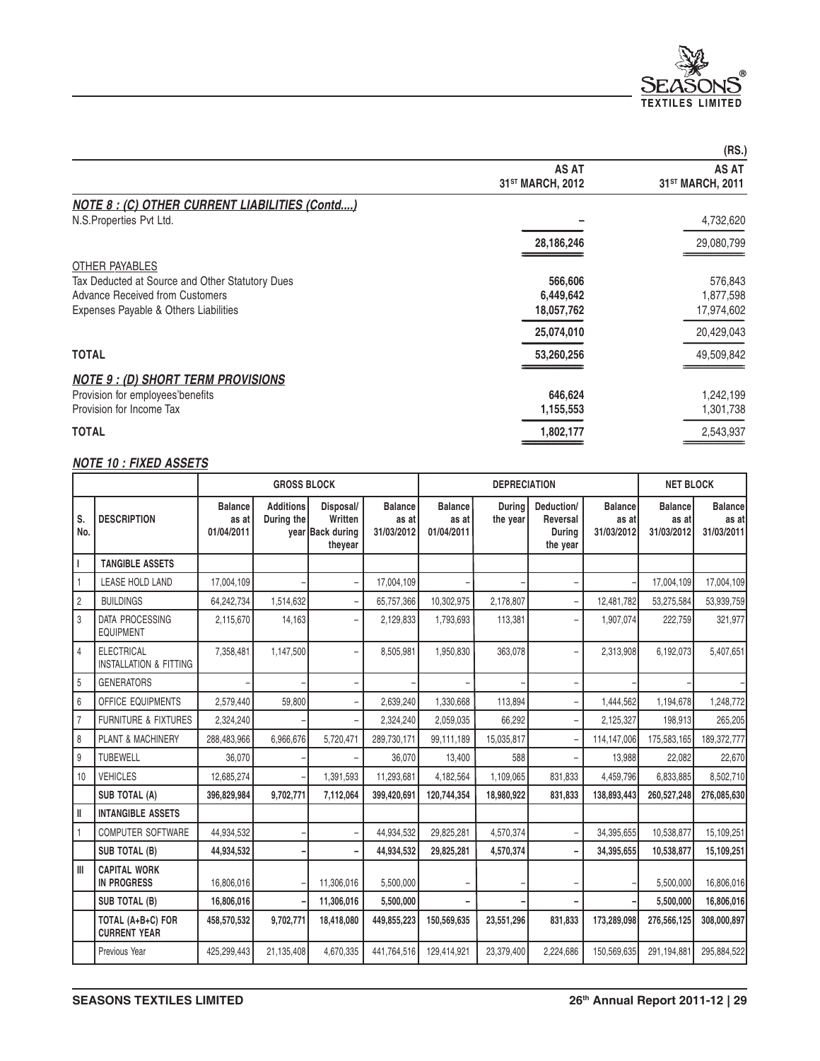(RS.)

| | AS AT 31[ST] MARCH, 2012 | AS AT 31[ST] MARCH, 2011 |
|---|---|---|
| ***NOTE 8 : (C) OTHER CURRENT LIABILITIES (Contd....)*** | | |
| N.S.Properties Pvt Ltd. | – | 4,732,620 |
| | **28,186,246** | 29,080,799 |
| OTHER PAYABLES | | |
| Tax Deducted at Source and Other Statutory Dues | **566,606** | 576,843 |
| Advance Received from Customers | **6,449,642** | 1,877,598 |
| Expenses Payable & Others Liabilities | **18,057,762** | 17,974,602 |
| | **25,074,010** | 20,429,043 |
| **TOTAL** | **53,260,256** | 49,509,842 |
| ***NOTE 9 : (D) SHORT TERM PROVISIONS*** | | |
| Provision for employees'benefits | **646,624** | 1,242,199 |
| Provision for Income Tax | **1,155,553** | 1,301,738 |
| **TOTAL** | **1,802,177** | 2,543,937 |

***NOTE 10 : FIXED ASSETS***

| | | GROSS BLOCK | | | | DEPRECIATION | | | | NET BLOCK | |
|---|---|---|---|---|---|---|---|---|---|---|---|
| S. No. | DESCRIPTION | Balance as at 01/04/2011 | Additions During the year | Disposal/ Written Back during theyear | Balance as at 31/03/2012 | Balance as at 01/04/2011 | During the year | Deduction/ Reversal During the year | Balance as at 31/03/2012 | Balance as at 31/03/2012 | Balance as at 31/03/2011 |
| I | **TANGIBLE ASSETS** | | | | | | | | | | |
| 1 | LEASE HOLD LAND | 17,004,109 | – | – | 17,004,109 | – | – | – | – | 17,004,109 | 17,004,109 |
| 2 | BUILDINGS | 64,242,734 | 1,514,632 | – | 65,757,366 | 10,302,975 | 2,178,807 | – | 12,481,782 | 53,275,584 | 53,939,759 |
| 3 | DATA PROCESSING EQUIPMENT | 2,115,670 | 14,163 | – | 2,129,833 | 1,793,693 | 113,381 | – | 1,907,074 | 222,759 | 321,977 |
| 4 | ELECTRICAL INSTALLATION & FITTING | 7,358,481 | 1,147,500 | – | 8,505,981 | 1,950,830 | 363,078 | – | 2,313,908 | 6,192,073 | 5,407,651 |
| 5 | GENERATORS | – | – | – | – | – | – | – | – | – | – |
| 6 | OFFICE EQUIPMENTS | 2,579,440 | 59,800 | – | 2,639,240 | 1,330,668 | 113,894 | – | 1,444,562 | 1,194,678 | 1,248,772 |
| 7 | FURNITURE & FIXTURES | 2,324,240 | – | – | 2,324,240 | 2,059,035 | 66,292 | – | 2,125,327 | 198,913 | 265,205 |
| 8 | PLANT & MACHINERY | 288,483,966 | 6,966,676 | 5,720,471 | 289,730,171 | 99,111,189 | 15,035,817 | – | 114,147,006 | 175,583,165 | 189,372,777 |
| 9 | TUBEWELL | 36,070 | – | – | 36,070 | 13,400 | 588 | – | 13,988 | 22,082 | 22,670 |
| 10 | VEHICLES | 12,685,274 | – | 1,391,593 | 11,293,681 | 4,182,564 | 1,109,065 | 831,833 | 4,459,796 | 6,833,885 | 8,502,710 |
| | **SUB TOTAL (A)** | **396,829,984** | **9,702,771** | **7,112,064** | **399,420,691** | **120,744,354** | **18,980,922** | **831,833** | **138,893,443** | **260,527,248** | **276,085,630** |
| II | **INTANGIBLE ASSETS** | | | | | | | | | | |
| 1 | COMPUTER SOFTWARE | 44,934,532 | – | – | 44,934,532 | 29,825,281 | 4,570,374 | – | 34,395,655 | 10,538,877 | 15,109,251 |
| | **SUB TOTAL (B)** | **44,934,532** | **–** | **–** | **44,934,532** | **29,825,281** | **4,570,374** | **–** | **34,395,655** | **10,538,877** | **15,109,251** |
| III | **CAPITAL WORK IN PROGRESS** | 16,806,016 | – | 11,306,016 | 5,500,000 | – | – | – | – | 5,500,000 | 16,806,016 |
| | **SUB TOTAL (B)** | **16,806,016** | **–** | **11,306,016** | **5,500,000** | **–** | **–** | **–** | **–** | **5,500,000** | **16,806,016** |
| | **TOTAL (A+B+C) FOR CURRENT YEAR** | **458,570,532** | **9,702,771** | **18,418,080** | **449,855,223** | **150,569,635** | **23,551,296** | **831,833** | **173,289,098** | **276,566,125** | **308,000,897** |
| | Previous Year | 425,299,443 | 21,135,408 | 4,670,335 | 441,764,516 | 129,414,921 | 23,379,400 | 2,224,686 | 150,569,635 | 291,194,881 | 295,884,522 |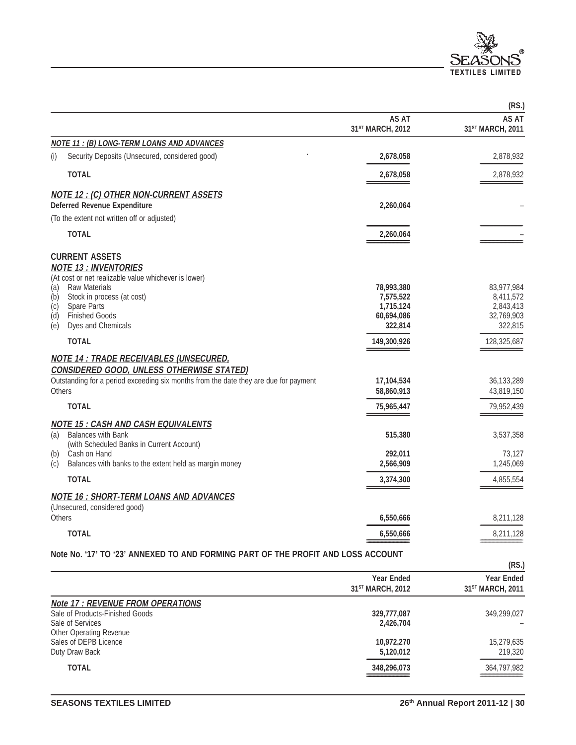(RS.)

| | AS AT 31ST MARCH, 2012 | AS AT 31ST MARCH, 2011 |
|---|---|---|
| ***NOTE 11 : (B) LONG-TERM LOANS AND ADVANCES*** | | |
| (i) Security Deposits (Unsecured, considered good) | **2,678,058** | 2,878,932 |
| **TOTAL** | **2,678,058** | 2,878,932 |
| ***NOTE 12 : (C) OTHER NON-CURRENT ASSETS*** | | |
| **Deferred Revenue Expenditure** | **2,260,064** | – |
| (To the extent not written off or adjusted) | | |
| **TOTAL** | **2,260,064** | – |
| **CURRENT ASSETS** | | |
| ***NOTE 13 : INVENTORIES*** | | |
| (At cost or net realizable value whichever is lower) | | |
| (a) Raw Materials | **78,993,380** | 83,977,984 |
| (b) Stock in process (at cost) | **7,575,522** | 8,411,572 |
| (c) Spare Parts | **1,715,124** | 2,843,413 |
| (d) Finished Goods | **60,694,086** | 32,769,903 |
| (e) Dyes and Chemicals | **322,814** | 322,815 |
| **TOTAL** | **149,300,926** | 128,325,687 |
| ***NOTE 14 : TRADE RECEIVABLES (UNSECURED, CONSIDERED GOOD, UNLESS OTHERWISE STATED)*** | | |
| Outstanding for a period exceeding six months from the date they are due for payment | **17,104,534** | 36,133,289 |
| Others | **58,860,913** | 43,819,150 |
| **TOTAL** | **75,965,447** | 79,952,439 |
| ***NOTE 15 : CASH AND CASH EQUIVALENTS*** | | |
| (a) Balances with Bank (with Scheduled Banks in Current Account) | **515,380** | 3,537,358 |
| (b) Cash on Hand | **292,011** | 73,127 |
| (c) Balances with banks to the extent held as margin money | **2,566,909** | 1,245,069 |
| **TOTAL** | **3,374,300** | 4,855,554 |
| ***NOTE 16 : SHORT-TERM LOANS AND ADVANCES*** | | |
| (Unsecured, considered good) | | |
| Others | **6,550,666** | 8,211,128 |
| **TOTAL** | **6,550,666** | 8,211,128 |

**Note No. '17' TO '23' ANNEXED TO AND FORMING PART OF THE PROFIT AND LOSS ACCOUNT**

(RS.)

| | Year Ended 31ST MARCH, 2012 | Year Ended 31ST MARCH, 2011 |
|---|---|---|
| ***Note 17 : REVENUE FROM OPERATIONS*** | | |
| Sale of Products-Finished Goods | **329,777,087** | 349,299,027 |
| Sale of Services | **2,426,704** | – |
| Other Operating Revenue | | |
| Sales of DEPB Licence | **10,972,270** | 15,279,635 |
| Duty Draw Back | **5,120,012** | 219,320 |
| **TOTAL** | **348,296,073** | 364,797,982 |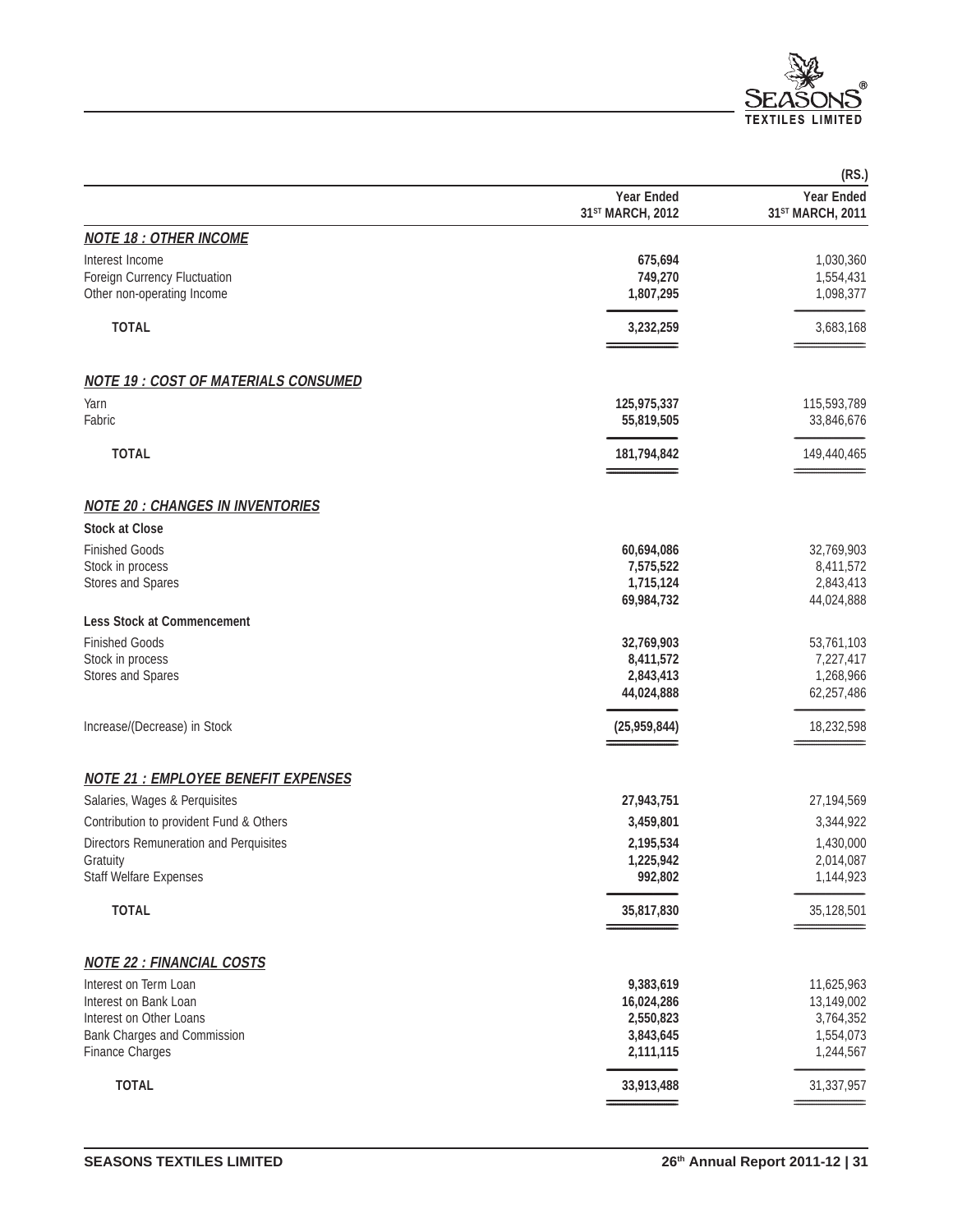(RS.)

| | Year Ended 31ST MARCH, 2012 | Year Ended 31ST MARCH, 2011 |
|---|---|---|
| ***NOTE 18 : OTHER INCOME*** | | |
| Interest Income | **675,694** | 1,030,360 |
| Foreign Currency Fluctuation | **749,270** | 1,554,431 |
| Other non-operating Income | **1,807,295** | 1,098,377 |
| **TOTAL** | **3,232,259** | 3,683,168 |
| ***NOTE 19 : COST OF MATERIALS CONSUMED*** | | |
| Yarn | **125,975,337** | 115,593,789 |
| Fabric | **55,819,505** | 33,846,676 |
| **TOTAL** | **181,794,842** | 149,440,465 |
| ***NOTE 20 : CHANGES IN INVENTORIES*** | | |
| **Stock at Close** | | |
| Finished Goods | **60,694,086** | 32,769,903 |
| Stock in process | **7,575,522** | 8,411,572 |
| Stores and Spares | **1,715,124** | 2,843,413 |
| | **69,984,732** | 44,024,888 |
| **Less Stock at Commencement** | | |
| Finished Goods | **32,769,903** | 53,761,103 |
| Stock in process | **8,411,572** | 7,227,417 |
| Stores and Spares | **2,843,413** | 1,268,966 |
| | **44,024,888** | 62,257,486 |
| Increase/(Decrease) in Stock | **(25,959,844)** | 18,232,598 |
| ***NOTE 21 : EMPLOYEE BENEFIT EXPENSES*** | | |
| Salaries, Wages & Perquisites | **27,943,751** | 27,194,569 |
| Contribution to provident Fund & Others | **3,459,801** | 3,344,922 |
| Directors Remuneration and Perquisites | **2,195,534** | 1,430,000 |
| Gratuity | **1,225,942** | 2,014,087 |
| Staff Welfare Expenses | **992,802** | 1,144,923 |
| **TOTAL** | **35,817,830** | 35,128,501 |
| ***NOTE 22 : FINANCIAL COSTS*** | | |
| Interest on Term Loan | **9,383,619** | 11,625,963 |
| Interest on Bank Loan | **16,024,286** | 13,149,002 |
| Interest on Other Loans | **2,550,823** | 3,764,352 |
| Bank Charges and Commission | **3,843,645** | 1,554,073 |
| Finance Charges | **2,111,115** | 1,244,567 |
| **TOTAL** | **33,913,488** | 31,337,957 |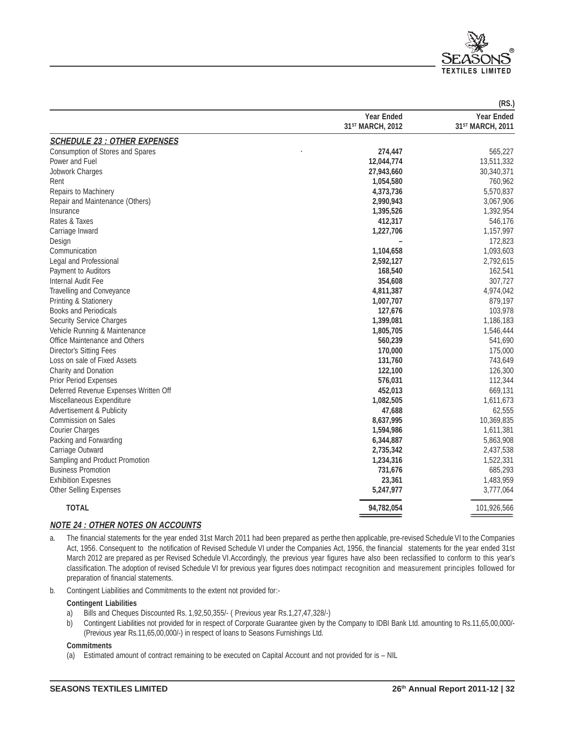(RS.)

| | Year Ended 31ST MARCH, 2012 | Year Ended 31ST MARCH, 2011 |
|---|---|---|
| ***SCHEDULE 23 : OTHER EXPENSES*** | | |
| Consumption of Stores and Spares | **274,447** | 565,227 |
| Power and Fuel | **12,044,774** | 13,511,332 |
| Jobwork Charges | **27,943,660** | 30,340,371 |
| Rent | **1,054,580** | 760,962 |
| Repairs to Machinery | **4,373,736** | 5,570,837 |
| Repair and Maintenance (Others) | **2,990,943** | 3,067,906 |
| Insurance | **1,395,526** | 1,392,954 |
| Rates & Taxes | **412,317** | 546,176 |
| Carriage Inward | **1,227,706** | 1,157,997 |
| Design | **–** | 172,823 |
| Communication | **1,104,658** | 1,093,603 |
| Legal and Professional | **2,592,127** | 2,792,615 |
| Payment to Auditors | **168,540** | 162,541 |
| Internal Audit Fee | **354,608** | 307,727 |
| Travelling and Conveyance | **4,811,387** | 4,974,042 |
| Printing & Stationery | **1,007,707** | 879,197 |
| Books and Periodicals | **127,676** | 103,978 |
| Security Service Charges | **1,399,081** | 1,186,183 |
| Vehicle Running & Maintenance | **1,805,705** | 1,546,444 |
| Office Maintenance and Others | **560,239** | 541,690 |
| Director's Sitting Fees | **170,000** | 175,000 |
| Loss on sale of Fixed Assets | **131,760** | 743,649 |
| Charity and Donation | **122,100** | 126,300 |
| Prior Period Expenses | **576,031** | 112,344 |
| Deferred Revenue Expenses Written Off | **452,013** | 669,131 |
| Miscellaneous Expenditure | **1,082,505** | 1,611,673 |
| Advertisement & Publicity | **47,688** | 62,555 |
| Commission on Sales | **8,637,995** | 10,369,835 |
| Courier Charges | **1,594,986** | 1,611,381 |
| Packing and Forwarding | **6,344,887** | 5,863,908 |
| Carriage Outward | **2,735,342** | 2,437,538 |
| Sampling and Product Promotion | **1,234,316** | 1,522,331 |
| Business Promotion | **731,676** | 685,293 |
| Exhibition Expesnes | **23,361** | 1,483,959 |
| Other Selling Expenses | **5,247,977** | 3,777,064 |
| **TOTAL** | **94,782,054** | 101,926,566 |

## ***NOTE 24 : OTHER NOTES ON ACCOUNTS***

a. The financial statements for the year ended 31st March 2011 had been prepared as perthe then applicable, pre-revised Schedule VI to the Companies Act, 1956. Consequent to the notification of Revised Schedule VI under the Companies Act, 1956, the financial statements for the year ended 31st March 2012 are prepared as per Revised Schedule VI.Accordingly, the previous year figures have also been reclassified to conform to this year's classification. The adoption of revised Schedule VI for previous year figures does notimpact recognition and measurement principles followed for preparation of financial statements.

b. Contingent Liabilities and Commitments to the extent not provided for:-

**Contingent Liabilities**

a) Bills and Cheques Discounted Rs. 1,92,50,355/- ( Previous year Rs.1,27,47,328/-)

b) Contingent Liabilities not provided for in respect of Corporate Guarantee given by the Company to IDBI Bank Ltd. amounting to Rs.11,65,00,000/- (Previous year Rs.11,65,00,000/-) in respect of loans to Seasons Furnishings Ltd.

**Commitments**

(a) Estimated amount of contract remaining to be executed on Capital Account and not provided for is – NIL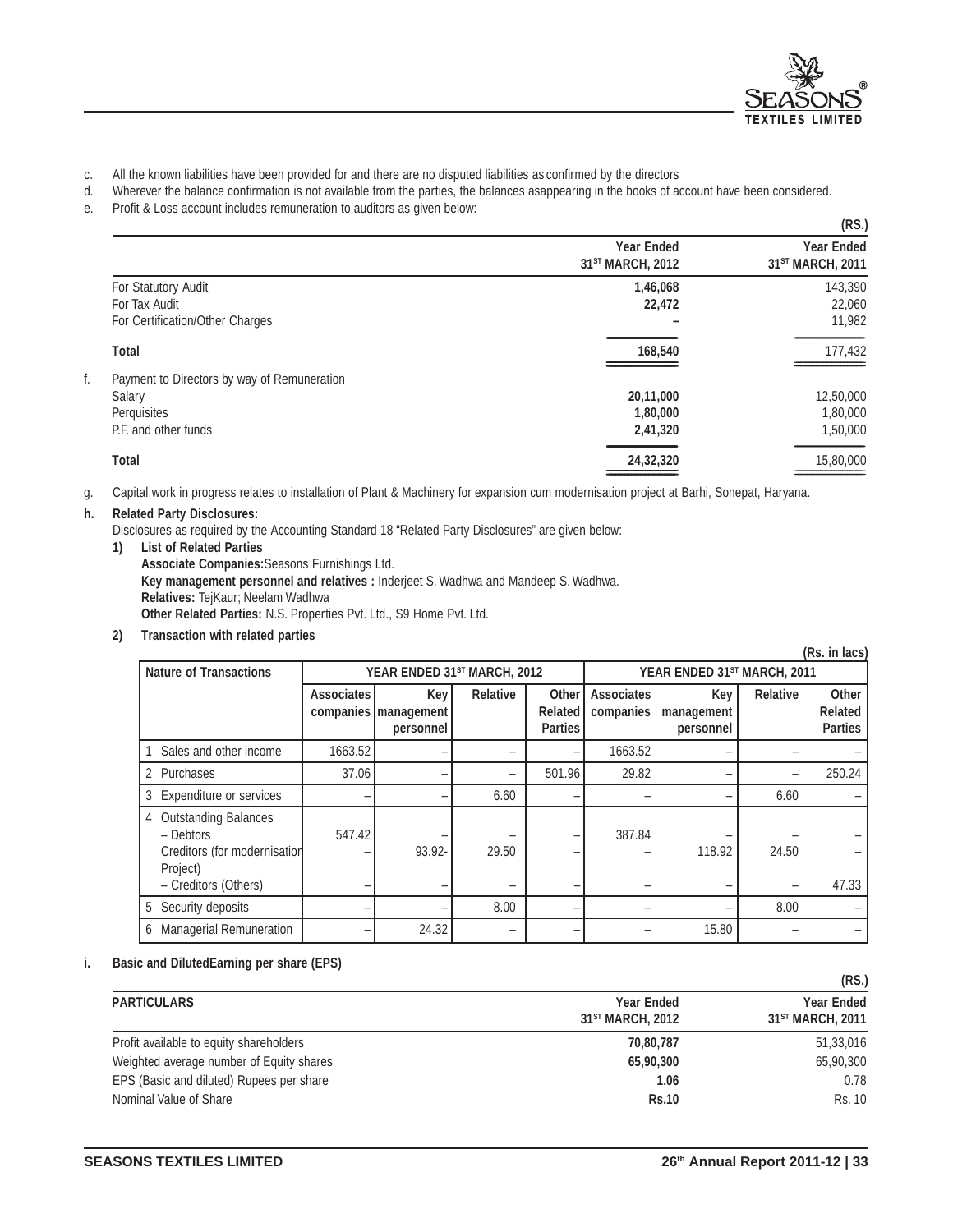c. All the known liabilities have been provided for and there are no disputed liabilities as confirmed by the directors

d. Wherever the balance confirmation is not available from the parties, the balances asappearing in the books of account have been considered.

e. Profit & Loss account includes remuneration to auditors as given below:

(RS.)

| | Year Ended 31ST MARCH, 2012 | Year Ended 31ST MARCH, 2011 |
|---|---|---|
| For Statutory Audit | **1,46,068** | 143,390 |
| For Tax Audit | **22,472** | 22,060 |
| For Certification/Other Charges | – | 11,982 |
| **Total** | **168,540** | 177,432 |

f. Payment to Directors by way of Remuneration

| | Year Ended 31ST MARCH, 2012 | Year Ended 31ST MARCH, 2011 |
|---|---|---|
| Salary | **20,11,000** | 12,50,000 |
| Perquisites | **1,80,000** | 1,80,000 |
| P.F. and other funds | **2,41,320** | 1,50,000 |
| **Total** | **24,32,320** | 15,80,000 |

g. Capital work in progress relates to installation of Plant & Machinery for expansion cum modernisation project at Barhi, Sonepat, Haryana.

**h. Related Party Disclosures:**

Disclosures as required by the Accounting Standard 18 "Related Party Disclosures" are given below:

**1) List of Related Parties**

**Associate Companies:** Seasons Furnishings Ltd.

**Key management personnel and relatives :** Inderjeet S. Wadhwa and Mandeep S. Wadhwa.

**Relatives:** TejKaur; Neelam Wadhwa

**Other Related Parties:** N.S. Properties Pvt. Ltd., S9 Home Pvt. Ltd.

**2) Transaction with related parties**

(Rs. in lacs)

| Nature of Transactions | YEAR ENDED 31ST MARCH, 2012 | | | | YEAR ENDED 31ST MARCH, 2011 | | | |
|---|---|---|---|---|---|---|---|---|
| | Associates companies | Key management personnel | Relative | Other Related Parties | Associates companies | Key management personnel | Relative | Other Related Parties |
| 1 Sales and other income | 1663.52 | – | – | – | 1663.52 | – | – | – |
| 2 Purchases | 37.06 | – | – | 501.96 | 29.82 | – | – | 250.24 |
| 3 Expenditure or services | – | – | 6.60 | – | – | – | 6.60 | – |
| 4 Outstanding Balances – Debtors | 547.42 | – | – | – | 387.84 | – | – | – |
| Creditors (for modernisation Project) | – | 93.92- | 29.50 | – | – | 118.92 | 24.50 | – |
| – Creditors (Others) | – | – | – | – | – | – | – | 47.33 |
| 5 Security deposits | – | – | 8.00 | – | – | – | 8.00 | – |
| 6 Managerial Remuneration | – | 24.32 | – | – | – | 15.80 | – | – |

**i. Basic and DilutedEarning per share (EPS)**

(RS.)

| PARTICULARS | Year Ended 31ST MARCH, 2012 | Year Ended 31ST MARCH, 2011 |
|---|---|---|
| Profit available to equity shareholders | **70,80,787** | 51,33,016 |
| Weighted average number of Equity shares | **65,90,300** | 65,90,300 |
| EPS (Basic and diluted) Rupees per share | **1.06** | 0.78 |
| Nominal Value of Share | **Rs.10** | Rs. 10 |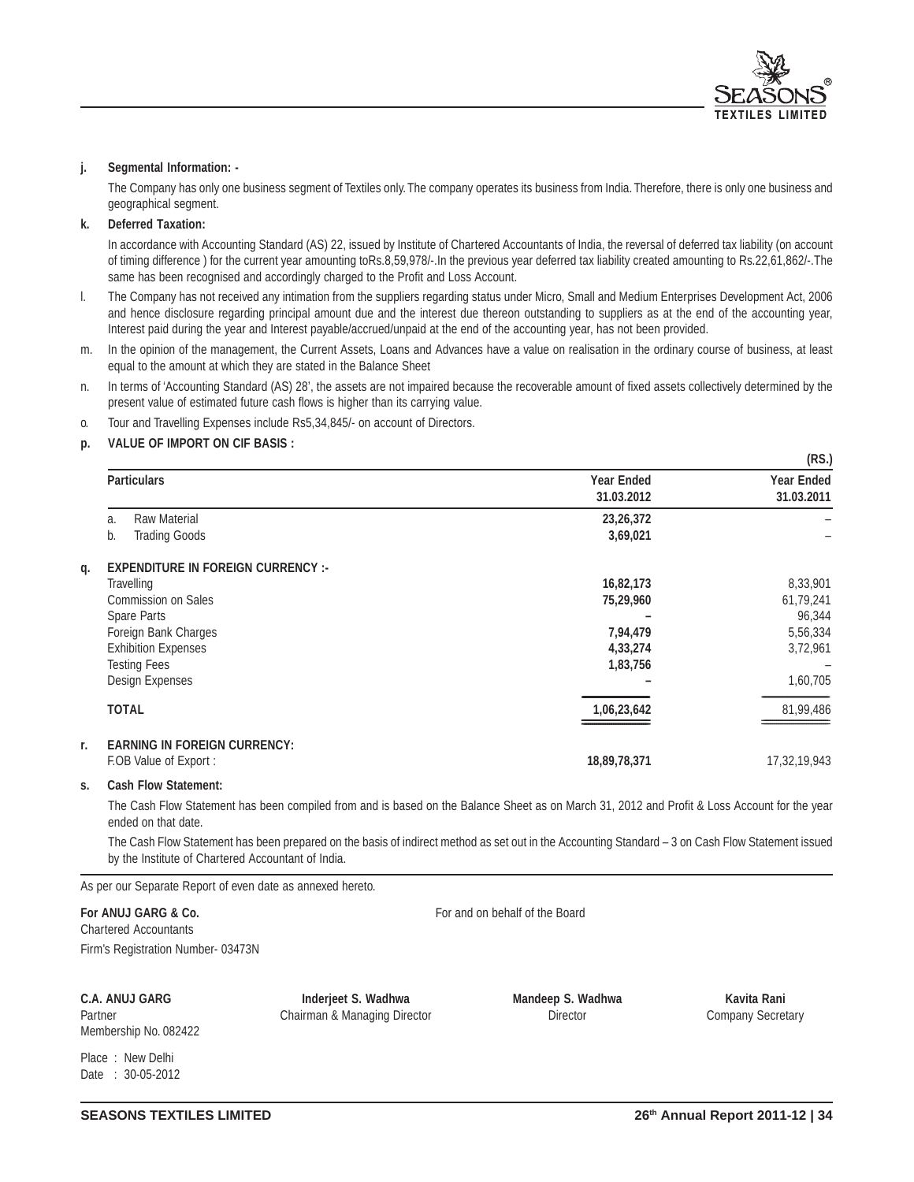**j. Segmental Information: -**

The Company has only one business segment of Textiles only. The company operates its business from India. Therefore, there is only one business and geographical segment.

**k. Deferred Taxation:**

In accordance with Accounting Standard (AS) 22, issued by Institute of Chartered Accountants of India, the reversal of deferred tax liability (on account of timing difference ) for the current year amounting toRs.8,59,978/-.In the previous year deferred tax liability created amounting to Rs.22,61,862/-.The same has been recognised and accordingly charged to the Profit and Loss Account.

l. The Company has not received any intimation from the suppliers regarding status under Micro, Small and Medium Enterprises Development Act, 2006 and hence disclosure regarding principal amount due and the interest due thereon outstanding to suppliers as at the end of the accounting year, Interest paid during the year and Interest payable/accrued/unpaid at the end of the accounting year, has not been provided.

m. In the opinion of the management, the Current Assets, Loans and Advances have a value on realisation in the ordinary course of business, at least equal to the amount at which they are stated in the Balance Sheet

n. In terms of 'Accounting Standard (AS) 28', the assets are not impaired because the recoverable amount of fixed assets collectively determined by the present value of estimated future cash flows is higher than its carrying value.

o. Tour and Travelling Expenses include Rs5,34,845/- on account of Directors.

**p. VALUE OF IMPORT ON CIF BASIS :**

(RS.)

| Particulars | Year Ended 31.03.2012 | Year Ended 31.03.2011 |
|---|---|---|
| a. Raw Material | **23,26,372** | – |
| b. Trading Goods | **3,69,021** | – |

**q. EXPENDITURE IN FOREIGN CURRENCY :-**

| | | |
|---|---|---|
| Travelling | **16,82,173** | 8,33,901 |
| Commission on Sales | **75,29,960** | 61,79,241 |
| Spare Parts | **–** | 96,344 |
| Foreign Bank Charges | **7,94,479** | 5,56,334 |
| Exhibition Expenses | **4,33,274** | 3,72,961 |
| Testing Fees | **1,83,756** | – |
| Design Expenses | **–** | 1,60,705 |
| **TOTAL** | **1,06,23,642** | 81,99,486 |

**r. EARNING IN FOREIGN CURRENCY:**

| | | |
|---|---|---|
| F.OB Value of Export : | **18,89,78,371** | 17,32,19,943 |

**s. Cash Flow Statement:**

The Cash Flow Statement has been compiled from and is based on the Balance Sheet as on March 31, 2012 and Profit & Loss Account for the year ended on that date.

The Cash Flow Statement has been prepared on the basis of indirect method as set out in the Accounting Standard – 3 on Cash Flow Statement issued by the Institute of Chartered Accountant of India.

As per our Separate Report of even date as annexed hereto.

**For ANUJ GARG & Co.**
Chartered Accountants
Firm's Registration Number- 03473N

For and on behalf of the Board

**C.A. ANUJ GARG**
Partner
Membership No. 082422

**Inderjeet S. Wadhwa**
Chairman & Managing Director

**Mandeep S. Wadhwa**
Director

**Kavita Rani**
Company Secretary

Place : New Delhi
Date : 30-05-2012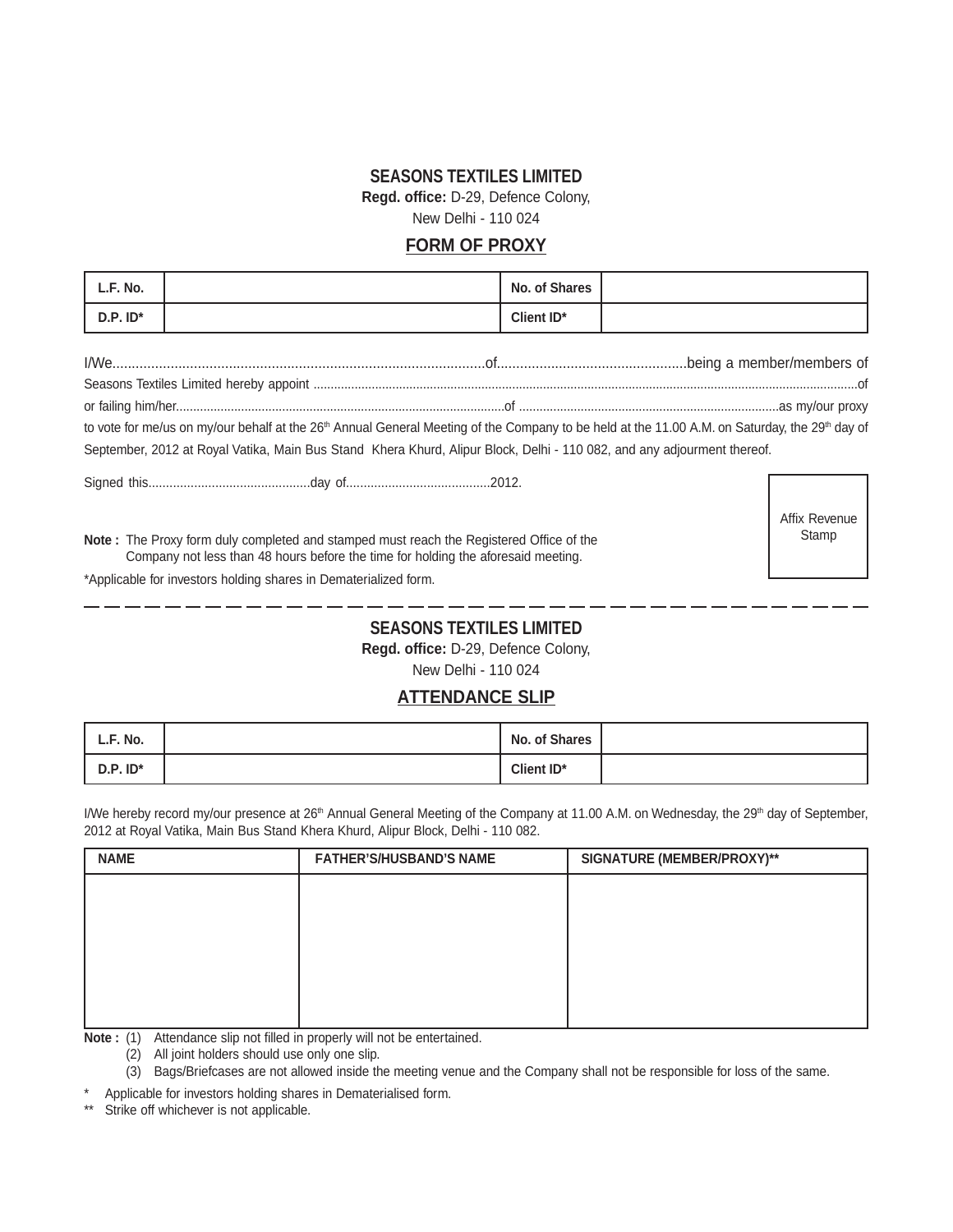**SEASONS TEXTILES LIMITED**

**Regd. office:** D-29, Defence Colony,

New Delhi - 110 024

## FORM OF PROXY

| | | | |
|---|---|---|---|
| **L.F. No.** | | **No. of Shares** | |
| **D.P. ID*** | | **Client ID*** | |

I/We..................................................................................................of..................................................being a member/members of Seasons Textiles Limited hereby appoint ..........................................................................................................................................................................of or failing him/her..................................................................................................of ............................................................................as my/our proxy to vote for me/us on my/our behalf at the 26th Annual General Meeting of the Company to be held at the 11.00 A.M. on Saturday, the 29th day of September, 2012 at Royal Vatika, Main Bus Stand Khera Khurd, Alipur Block, Delhi - 110 082, and any adjourment thereof.

Signed this..............................................day of.........................................2012.

Affix Revenue Stamp

**Note :** The Proxy form duly completed and stamped must reach the Registered Office of the Company not less than 48 hours before the time for holding the aforesaid meeting.

*Applicable for investors holding shares in Dematerialized form.

---

**SEASONS TEXTILES LIMITED**

**Regd. office:** D-29, Defence Colony,

New Delhi - 110 024

## ATTENDANCE SLIP

| | | | |
|---|---|---|---|
| **L.F. No.** | | **No. of Shares** | |
| **D.P. ID*** | | **Client ID*** | |

I/We hereby record my/our presence at 26th Annual General Meeting of the Company at 11.00 A.M. on Wednesday, the 29th day of September, 2012 at Royal Vatika, Main Bus Stand Khera Khurd, Alipur Block, Delhi - 110 082.

| NAME | FATHER'S/HUSBAND'S NAME | SIGNATURE (MEMBER/PROXY)** |
|---|---|---|
| | | |

**Note :** (1) Attendance slip not filled in properly will not be entertained.

(2) All joint holders should use only one slip.

(3) Bags/Briefcases are not allowed inside the meeting venue and the Company shall not be responsible for loss of the same.

\* Applicable for investors holding shares in Dematerialised form.

** Strike off whichever is not applicable.